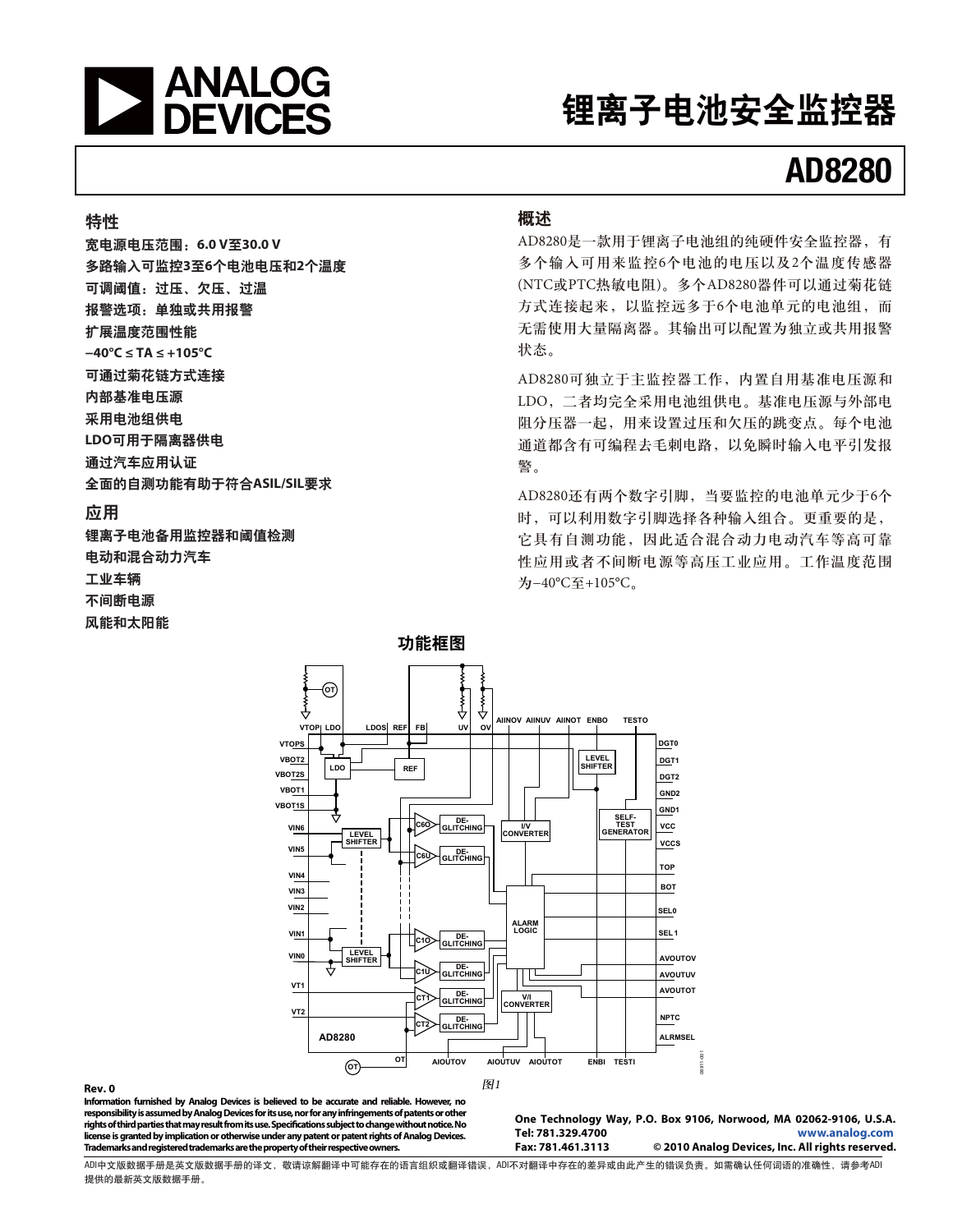# 锂离子电池安全监控器

# AD8280

## 特性

**宽电源电压范围：6.0 V至30.0 V**
**多路输入可监控3至6个电池电压和2个温度**
**可调阈值：过压、欠压、过温**
**报警选项：单独或共用报警**
**扩展温度范围性能**
**−40°C ≤ TA ≤ +105°C**
**可通过菊花链方式连接**
**内部基准电压源**
**采用电池组供电**
**LDO可用于隔离器供电**
**通过汽车应用认证**
**全面的自测功能有助于符合ASIL/SIL要求**

## 应用

**锂离子电池备用监控器和阈值检测**
**电动和混合动力汽车**
**工业车辆**
**不间断电源**
**风能和太阳能**

## 概述

AD8280是一款用于锂离子电池组的纯硬件安全监控器，有多个输入可用来监控6个电池的电压以及2个温度传感器(NTC或PTC热敏电阻)。多个AD8280器件可以通过菊花链方式连接起来，以监控远多于6个电池单元的电池组，而无需使用大量隔离器。其输出可以配置为独立或共用报警状态。

AD8280可独立于主监控器工作，内置自用基准电压源和LDO，二者均完全采用电池组供电。基准电压源与外部电阻分压器一起，用来设置过压和欠压的跳变点。每个电池通道都含有可编程去毛刺电路，以免瞬时输入电平引发报警。

AD8280还有两个数字引脚，当要监控的电池单元少于6个时，可以利用数字引脚选择各种输入组合。更重要的是，它具有自测功能，因此适合混合动力电动汽车等高可靠性应用或者不间断电源等高压工业应用。工作温度范围为−40°C至+105°C。

## 功能框图

图1

**Rev. 0**

**Information furnished by Analog Devices is believed to be accurate and reliable. However, no responsibility is assumed by Analog Devices for its use, nor for any infringements of patents or other rights of third parties that may result from its use. Specifications subject to change without notice. No license is granted by implication or otherwise under any patent or patent rights of Analog Devices. Trademarks and registered trademarks are the property of their respective owners.**

**One Technology Way, P.O. Box 9106, Norwood, MA 02062-9106, U.S.A.**
**Tel: 781.329.4700 www.analog.com**
**Fax: 781.461.3113 © 2010 Analog Devices, Inc. All rights reserved.**

ADI中文版数据手册是英文版数据手册的译文，敬请谅解翻译中可能存在的语言组织或翻译错误，ADI不对翻译中存在的差异或由此产生的错误负责。如需确认任何词语的准确性，请参考ADI提供的最新英文版数据手册。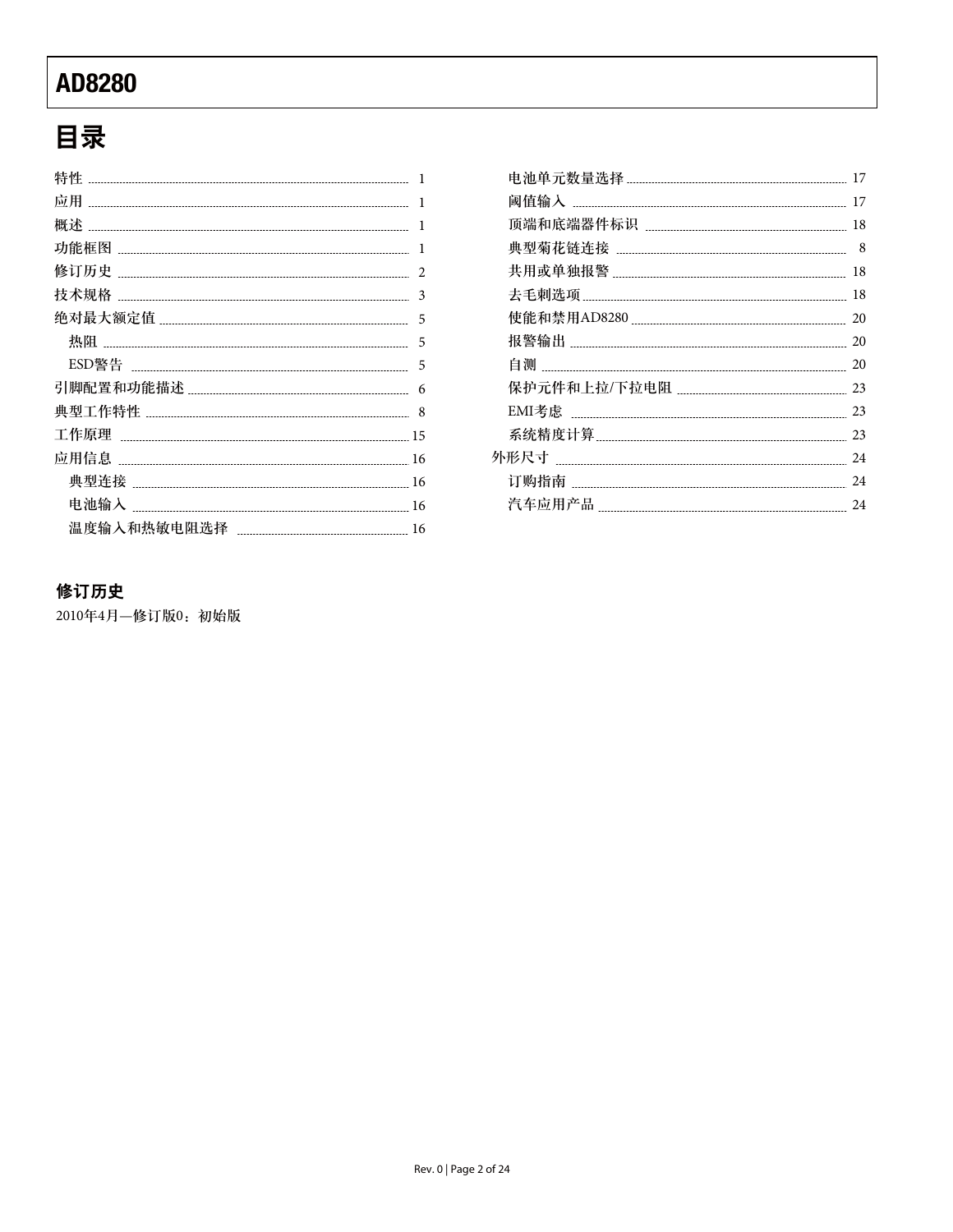# 目录

特性 ........ 1
应用 ........ 1
概述 ........ 1
功能框图 ........ 1
修订历史 ........ 2
技术规格 ........ 3
绝对最大额定值 ........ 5
- 热阻 ........ 5
- ESD警告 ........ 5

引脚配置和功能描述 ........ 6
典型工作特性 ........ 8
工作原理 ........ 15
应用信息 ........ 16
- 典型连接 ........ 16
- 电池输入 ........ 16
- 温度输入和热敏电阻选择 ........ 16
- 电池单元数量选择 ........ 17
- 阈值输入 ........ 17
- 顶端和底端器件标识 ........ 18
- 典型菊花链连接 ........ 8
- 共用或单独报警 ........ 18
- 去毛刺选项 ........ 18
- 使能和禁用AD8280 ........ 20
- 报警输出 ........ 20
- 自测 ........ 20
- 保护元件和上拉/下拉电阻 ........ 23
- EMI考虑 ........ 23
- 系统精度计算 ........ 23

外形尺寸 ........ 24
- 订购指南 ........ 24
- 汽车应用产品 ........ 24

## 修订历史

2010年4月—修订版0：初始版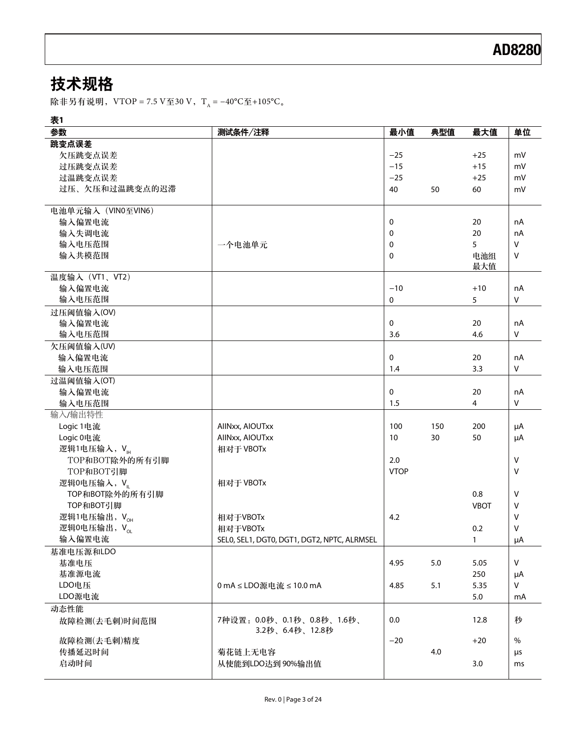## 技术规格

除非另有说明，VTOP = 7.5 V至30 V，$T_A$ = −40°C至+105°C。

**表1**

| 参数 | 测试条件/注释 | 最小值 | 典型值 | 最大值 | 单位 |
|---|---|---|---|---|---|
| **跳变点误差** | | | | | |
| 欠压跳变点误差 | | −25 | | +25 | mV |
| 过压跳变点误差 | | −15 | | +15 | mV |
| 过温跳变点误差 | | −25 | | +25 | mV |
| 过压、欠压和过温跳变点的迟滞 | | 40 | 50 | 60 | mV |
| 电池单元输入（VIN0至VIN6） | | | | | |
| 输入偏置电流 | | 0 | | 20 | nA |
| 输入失调电流 | | 0 | | 20 | nA |
| 输入电压范围 | 一个电池单元 | 0 | | 5 | V |
| 输入共模范围 | | 0 | | 电池组最大值 | V |
| 温度输入（VT1、VT2） | | | | | |
| 输入偏置电流 | | −10 | | +10 | nA |
| 输入电压范围 | | 0 | | 5 | V |
| 过压阈值输入(OV) | | | | | |
| 输入偏置电流 | | 0 | | 20 | nA |
| 输入电压范围 | | 3.6 | | 4.6 | V |
| 欠压阈值输入(UV) | | | | | |
| 输入偏置电流 | | 0 | | 20 | nA |
| 输入电压范围 | | 1.4 | | 3.3 | V |
| 过温阈值输入(OT) | | | | | |
| 输入偏置电流 | | 0 | | 20 | nA |
| 输入电压范围 | | 1.5 | | 4 | V |
| 输入/输出特性 | | | | | |
| Logic 1电流 | AIINxx, AIOUTxx | 100 | 150 | 200 | μA |
| Logic 0电流 | AIINxx, AIOUTxx | 10 | 30 | 50 | μA |
| 逻辑1电压输入，$V_{IH}$ | 相对于 VBOTx | | | | |
| TOP和BOT除外的所有引脚 | | 2.0 | | | V |
| TOP和BOT引脚 | | VTOP | | | V |
| 逻辑0电压输入，$V_{IL}$ | 相对于 VBOTx | | | | |
| TOP和BOT除外的所有引脚 | | | | 0.8 | V |
| TOP和BOT引脚 | | | | VBOT | V |
| 逻辑1电压输出，$V_{OH}$ | 相对于VBOTx | 4.2 | | | V |
| 逻辑0电压输出，$V_{OL}$ | 相对于VBOTx | | | 0.2 | V |
| 输入偏置电流 | SEL0, SEL1, DGT0, DGT1, DGT2, NPTC, ALRMSEL | | | 1 | μA |
| 基准电压源和LDO | | | | | |
| 基准电压 | | 4.95 | 5.0 | 5.05 | V |
| 基准源电流 | | | | 250 | μA |
| LDO电压 | 0 mA ≤ LDO源电流 ≤ 10.0 mA | 4.85 | 5.1 | 5.35 | V |
| LDO源电流 | | | | 5.0 | mA |
| 动态性能 | | | | | |
| 故障检测(去毛刺)时间范围 | 7种设置：0.0秒、0.1秒、0.8秒、1.6秒、3.2秒、6.4秒、12.8秒 | 0.0 | | 12.8 | 秒 |
| 故障检测(去毛刺)精度 | | −20 | | +20 | % |
| 传播延迟时间 | 菊花链上无电容 | | 4.0 | | μs |
| 启动时间 | 从使能到LDO达到90%输出值 | | | 3.0 | ms |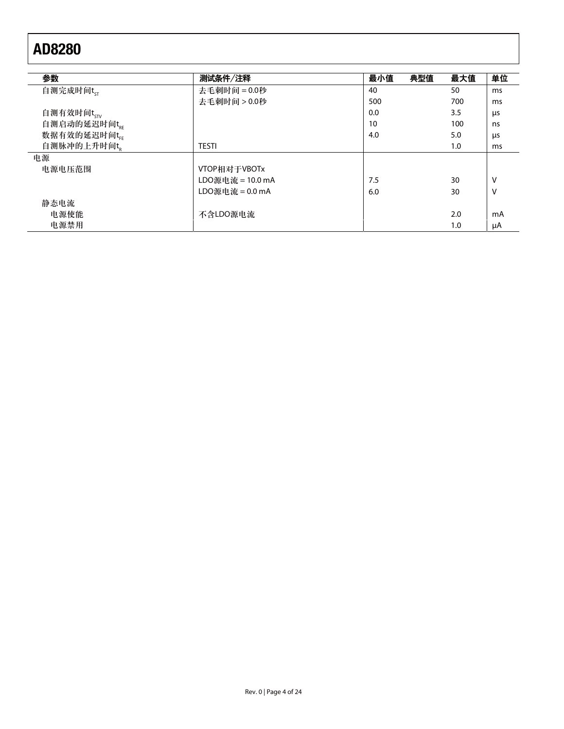| 参数 | 测试条件/注释 | 最小值 | 典型值 | 最大值 | 单位 |
|---|---|---|---|---|---|
| 自测完成时间$t_{ST}$ | 去毛刺时间 = 0.0秒 | 40 | | 50 | ms |
| | 去毛刺时间 > 0.0秒 | 500 | | 700 | ms |
| 自测有效时间$t_{STV}$ | | 0.0 | | 3.5 | μs |
| 自测启动的延迟时间$t_{RE}$ | | 10 | | 100 | ns |
| 数据有效的延迟时间$t_{FE}$ | | 4.0 | | 5.0 | μs |
| 自测脉冲的上升时间$t_R$ | TESTI | | | 1.0 | ms |
| 电源 | | | | | |
| 电源电压范围 | VTOP相对于VBOTx | | | | |
| | LDO源电流 = 10.0 mA | 7.5 | | 30 | V |
| | LDO源电流 = 0.0 mA | 6.0 | | 30 | V |
| 静态电流 | | | | | |
| 电源使能 | 不含LDO源电流 | | | 2.0 | mA |
| 电源禁用 | | | | 1.0 | μA |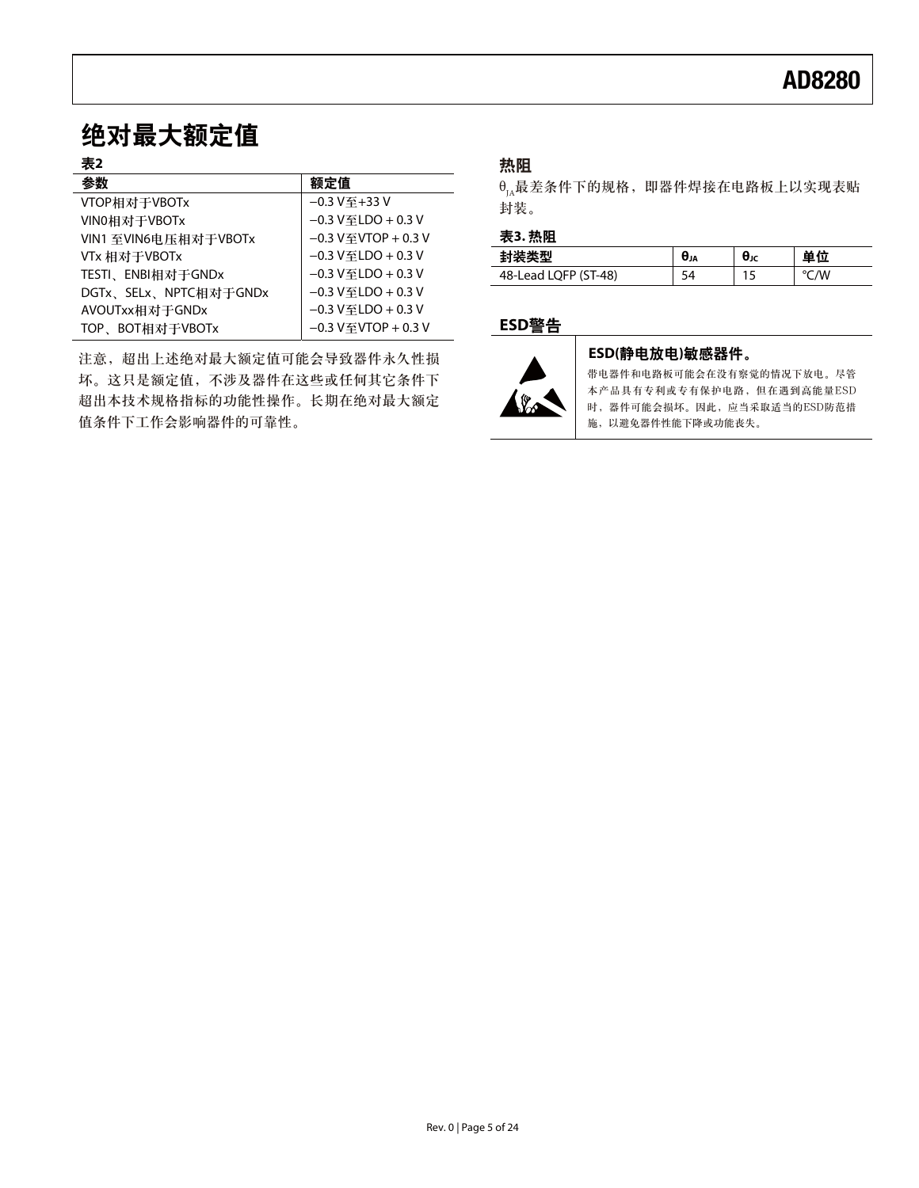## 绝对最大额定值

**表2**

| 参数 | 额定值 |
|---|---|
| VTOP相对于VBOTx | −0.3 V至+33 V |
| VIN0相对于VBOTx | −0.3 V至LDO + 0.3 V |
| VIN1 至VIN6电压相对于VBOTx | −0.3 V至VTOP + 0.3 V |
| VTx 相对于VBOTx | −0.3 V至LDO + 0.3 V |
| TESTI、ENBI相对于GNDx | −0.3 V至LDO + 0.3 V |
| DGTx、SELx、NPTC相对于GNDx | −0.3 V至LDO + 0.3 V |
| AVOUTxx相对于GNDx | −0.3 V至LDO + 0.3 V |
| TOP、BOT相对于VBOTx | −0.3 V至VTOP + 0.3 V |

注意，超出上述绝对最大额定值可能会导致器件永久性损坏。这只是额定值，不涉及器件在这些或任何其它条件下超出本技术规格指标的功能性操作。长期在绝对最大额定值条件下工作会影响器件的可靠性。

### 热阻

$\theta_{JA}$最差条件下的规格，即器件焊接在电路板上以实现表贴封装。

**表3. 热阻**

| 封装类型 | $\theta_{JA}$ | $\theta_{JC}$ | 单位 |
|---|---|---|---|
| 48-Lead LQFP (ST-48) | 54 | 15 | °C/W |

### ESD警告

**ESD(静电放电)敏感器件。**

带电器件和电路板可能会在没有察觉的情况下放电。尽管本产品具有专利或专有保护电路，但在遇到高能量ESD时，器件可能会损坏。因此，应当采取适当的ESD防范措施，以避免器件性能下降或功能丧失。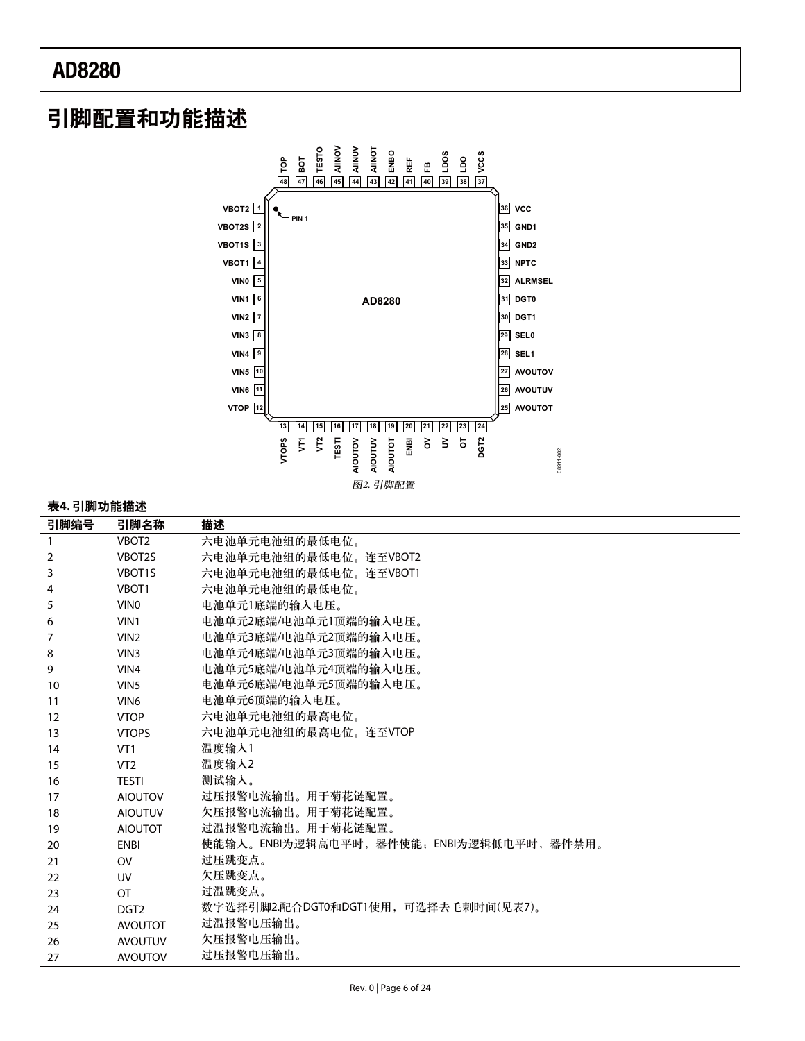# 引脚配置和功能描述

图2. 引脚配置

**表4. 引脚功能描述**

| 引脚编号 | 引脚名称 | 描述 |
|---|---|---|
| 1 | VBOT2 | 六电池单元电池组的最低电位。 |
| 2 | VBOT2S | 六电池单元电池组的最低电位。连至VBOT2 |
| 3 | VBOT1S | 六电池单元电池组的最低电位。连至VBOT1 |
| 4 | VBOT1 | 六电池单元电池组的最低电位。 |
| 5 | VIN0 | 电池单元1底端的输入电压。 |
| 6 | VIN1 | 电池单元2底端/电池单元1顶端的输入电压。 |
| 7 | VIN2 | 电池单元3底端/电池单元2顶端的输入电压。 |
| 8 | VIN3 | 电池单元4底端/电池单元3顶端的输入电压。 |
| 9 | VIN4 | 电池单元5底端/电池单元4顶端的输入电压。 |
| 10 | VIN5 | 电池单元6底端/电池单元5顶端的输入电压。 |
| 11 | VIN6 | 电池单元6顶端的输入电压。 |
| 12 | VTOP | 六电池单元电池组的最高电位。 |
| 13 | VTOPS | 六电池单元电池组的最高电位。连至VTOP |
| 14 | VT1 | 温度输入1 |
| 15 | VT2 | 温度输入2 |
| 16 | TESTI | 测试输入。 |
| 17 | AIOUTOV | 过压报警电流输出。用于菊花链配置。 |
| 18 | AIOUTUV | 欠压报警电流输出。用于菊花链配置。 |
| 19 | AIOUTOT | 过温报警电流输出。用于菊花链配置。 |
| 20 | ENBI | 使能输入。ENBI为逻辑高电平时，器件使能；ENBI为逻辑低电平时，器件禁用。 |
| 21 | OV | 过压跳变点。 |
| 22 | UV | 欠压跳变点。 |
| 23 | OT | 过温跳变点。 |
| 24 | DGT2 | 数字选择引脚2.配合DGT0和DGT1使用，可选择去毛刺时间(见表7)。 |
| 25 | AVOUTOT | 过温报警电压输出。 |
| 26 | AVOUTUV | 欠压报警电压输出。 |
| 27 | AVOUTOV | 过压报警电压输出。 |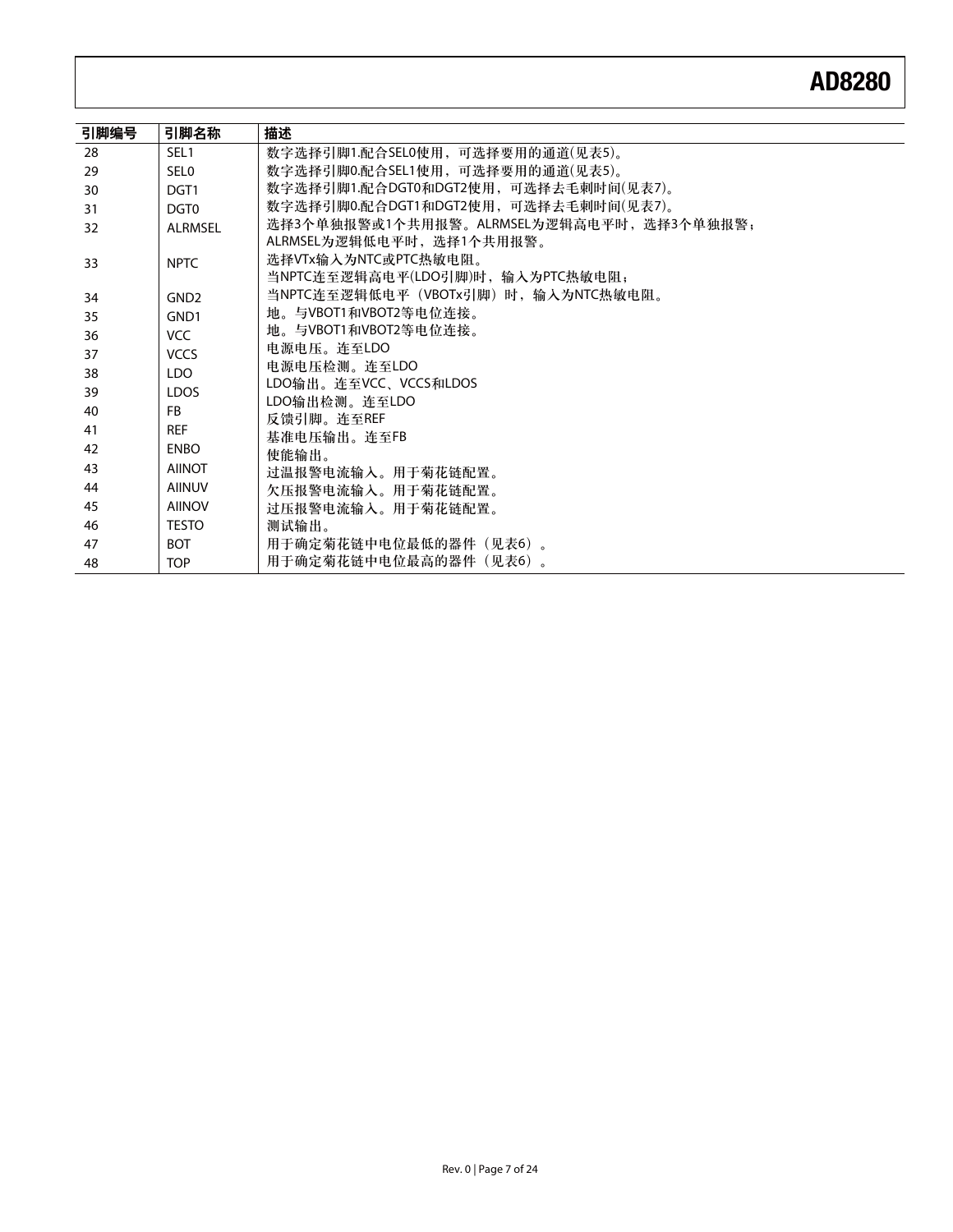| 引脚编号 | 引脚名称 | 描述 |
|---|---|---|
| 28 | SEL1 | 数字选择引脚1.配合SEL0使用，可选择要用的通道(见表5)。 |
| 29 | SEL0 | 数字选择引脚0.配合SEL1使用，可选择要用的通道(见表5)。 |
| 30 | DGT1 | 数字选择引脚1.配合DGT0和DGT2使用，可选择去毛刺时间(见表7)。 |
| 31 | DGT0 | 数字选择引脚0.配合DGT1和DGT2使用，可选择去毛刺时间(见表7)。 |
| 32 | ALRMSEL | 选择3个单独报警或1个共用报警。ALRMSEL为逻辑高电平时，选择3个单独报警；ALRMSEL为逻辑低电平时，选择1个共用报警。 |
| 33 | NPTC | 选择VTx输入为NTC或PTC热敏电阻。当NPTC连至逻辑高电平(LDO引脚)时，输入为PTC热敏电阻；当NPTC连至逻辑低电平（VBOTx引脚）时，输入为NTC热敏电阻。 |
| 34 | GND2 | 地。与VBOT1和VBOT2等电位连接。 |
| 35 | GND1 | 地。与VBOT1和VBOT2等电位连接。 |
| 36 | VCC | 电源电压。连至LDO |
| 37 | VCCS | 电源电压检测。连至LDO |
| 38 | LDO | LDO输出。连至VCC、VCCS和LDOS |
| 39 | LDOS | LDO输出检测。连至LDO |
| 40 | FB | 反馈引脚。连至REF |
| 41 | REF | 基准电压输出。连至FB |
| 42 | ENBO | 使能输出。 |
| 43 | AIINOT | 过温报警电流输入。用于菊花链配置。 |
| 44 | AIINUV | 欠压报警电流输入。用于菊花链配置。 |
| 45 | AIINOV | 过压报警电流输入。用于菊花链配置。 |
| 46 | TESTO | 测试输出。 |
| 47 | BOT | 用于确定菊花链中电位最低的器件（见表6）。 |
| 48 | TOP | 用于确定菊花链中电位最高的器件（见表6）。 |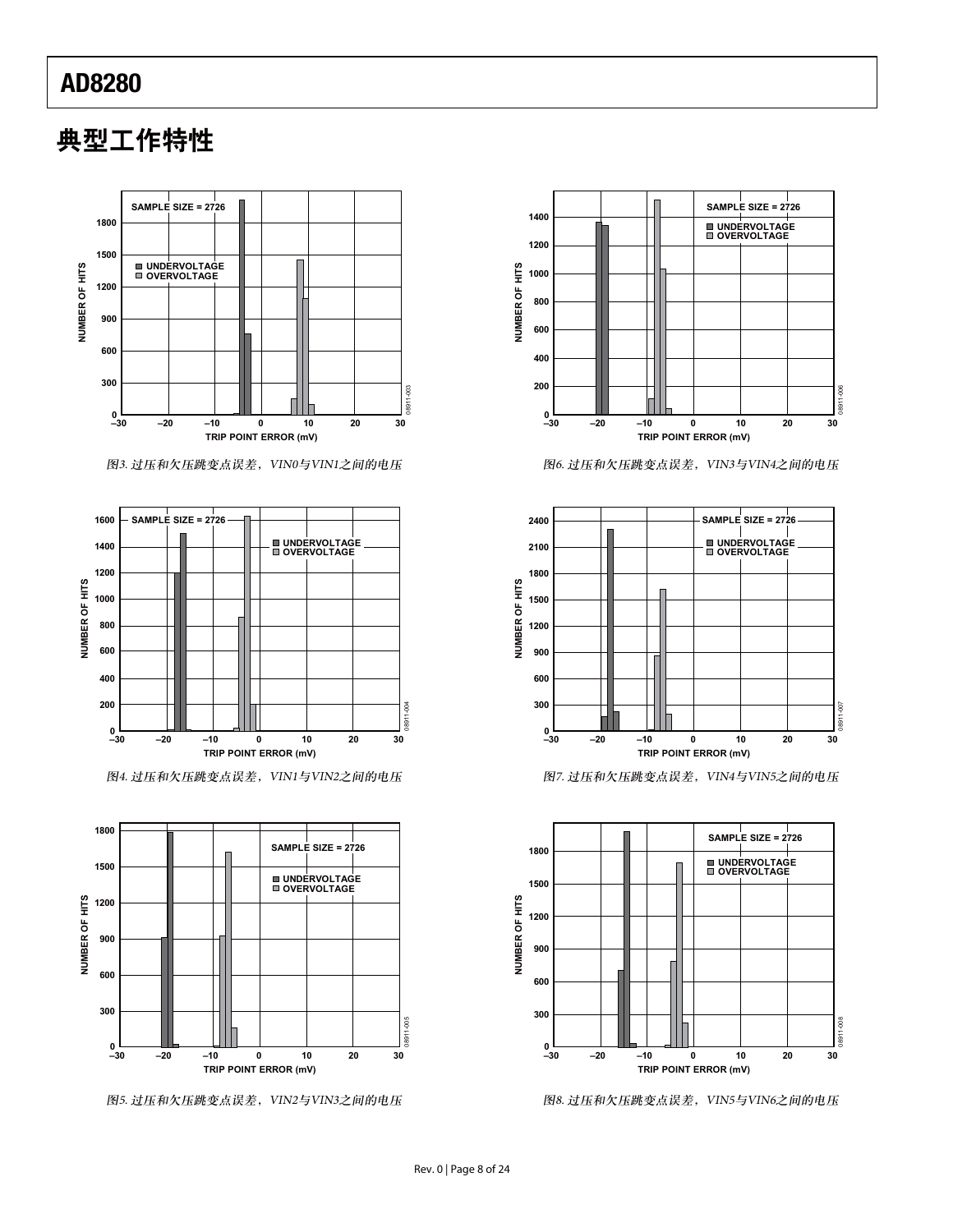# 典型工作特性

图3. 过压和欠压跳变点误差，VIN0与VIN1之间的电压

图6. 过压和欠压跳变点误差，VIN3与VIN4之间的电压

图4. 过压和欠压跳变点误差，VIN1与VIN2之间的电压

图7. 过压和欠压跳变点误差，VIN4与VIN5之间的电压

图5. 过压和欠压跳变点误差，VIN2与VIN3之间的电压

图8. 过压和欠压跳变点误差，VIN5与VIN6之间的电压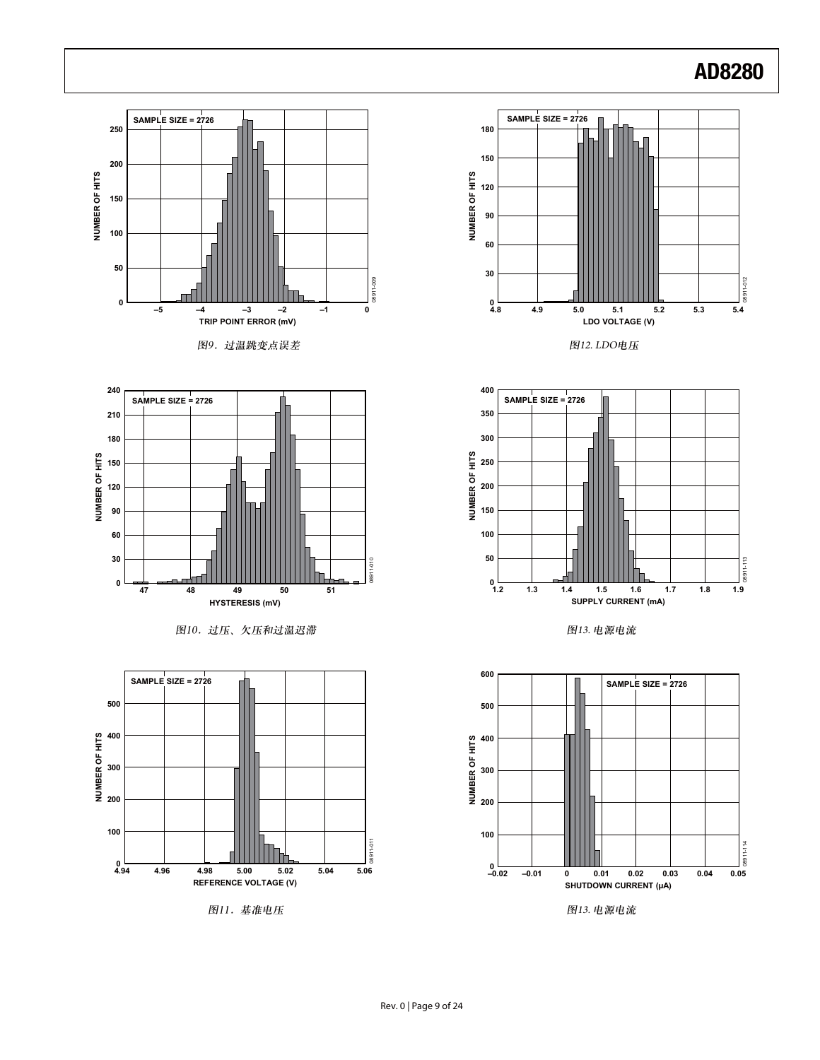SAMPLE SIZE = 2726

NUMBER OF HITS

TRIP POINT ERROR (mV)

图9．过温跳变点误差

SAMPLE SIZE = 2726

NUMBER OF HITS

LDO VOLTAGE (V)

图12. LDO电压

SAMPLE SIZE = 2726

NUMBER OF HITS

HYSTERESIS (mV)

图10．过压、欠压和过温迟滞

SAMPLE SIZE = 2726

NUMBER OF HITS

SUPPLY CURRENT (mA)

图13. 电源电流

SAMPLE SIZE = 2726

NUMBER OF HITS

REFERENCE VOLTAGE (V)

图11．基准电压

SAMPLE SIZE = 2726

NUMBER OF HITS

SHUTDOWN CURRENT (μA)

图13. 电源电流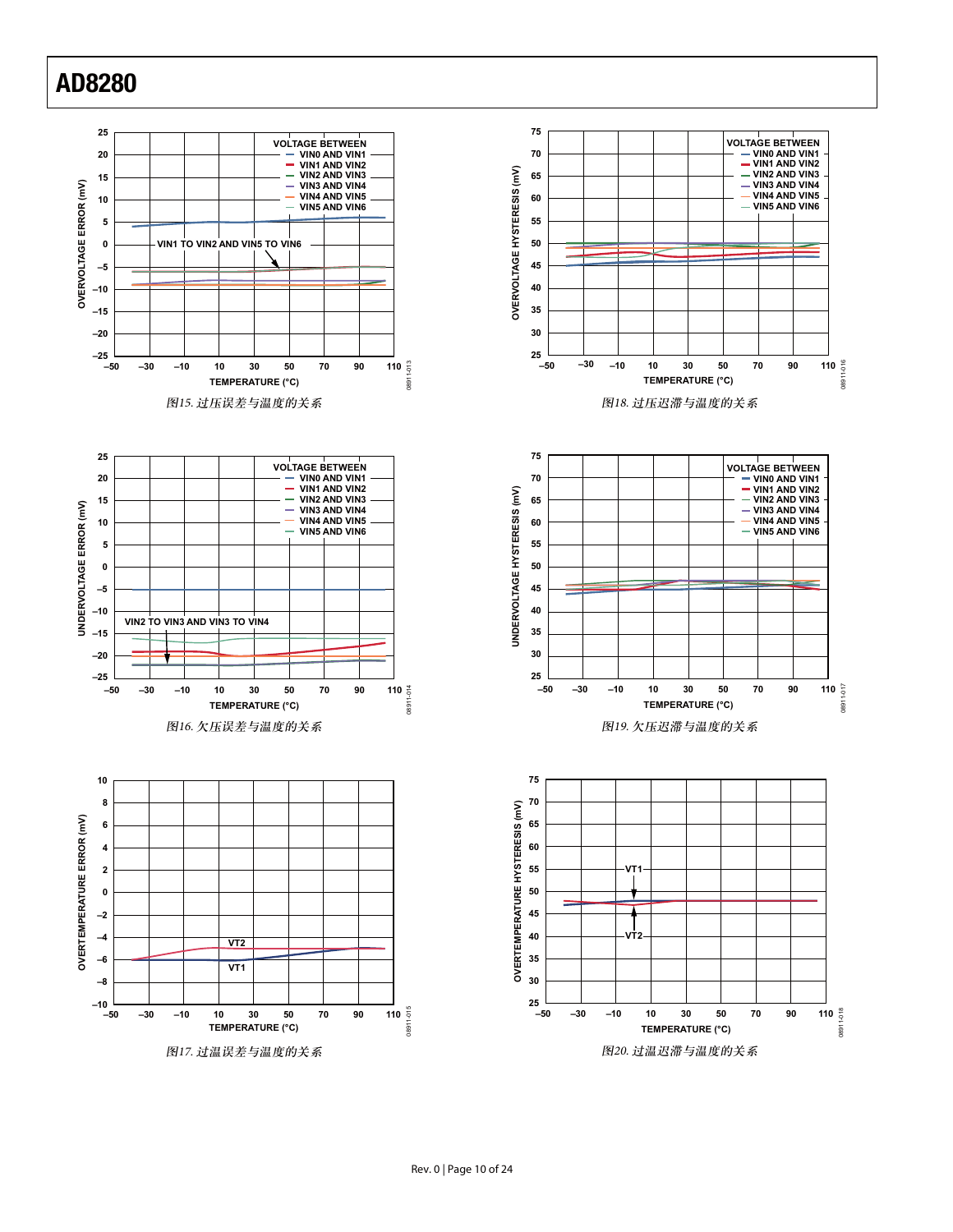图15. 过压误差与温度的关系

图18. 过压迟滞与温度的关系

图16. 欠压误差与温度的关系

图19. 欠压迟滞与温度的关系

图17. 过温误差与温度的关系

图20. 过温迟滞与温度的关系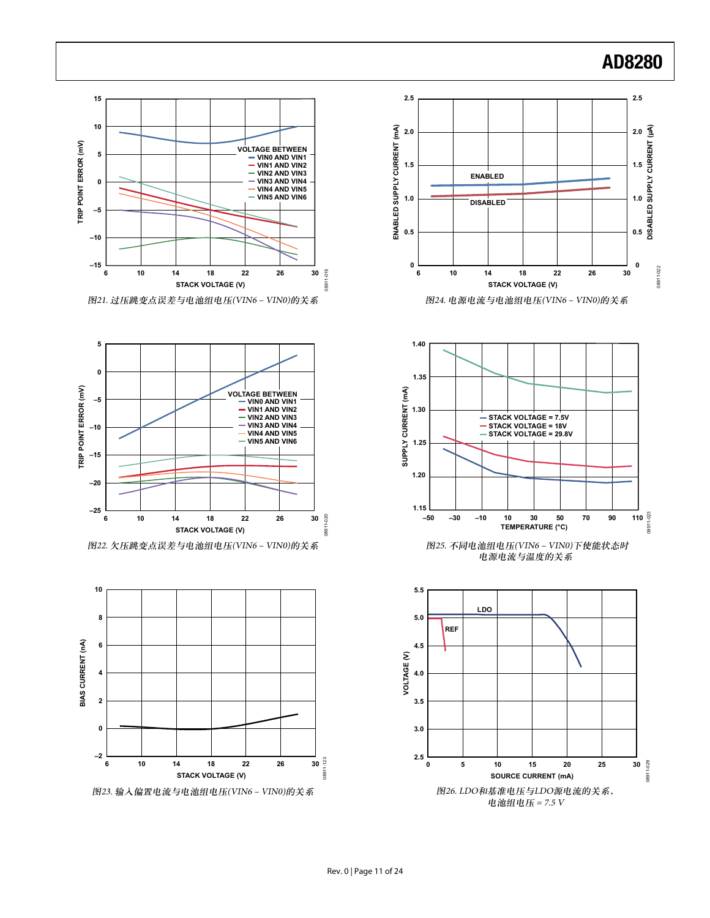图21. 过压跳变点误差与电池组电压(VIN6 – VIN0)的关系

图24. 电源电流与电池组电压(VIN6 – VIN0)的关系

图22. 欠压跳变点误差与电池组电压(VIN6 – VIN0)的关系

图25. 不同电池组电压(VIN6 – VIN0)下使能状态时电源电流与温度的关系

图23. 输入偏置电流与电池组电压(VIN6 – VIN0)的关系

图26. LDO和基准电压与LDO源电流的关系，电池组电压 = 7.5 V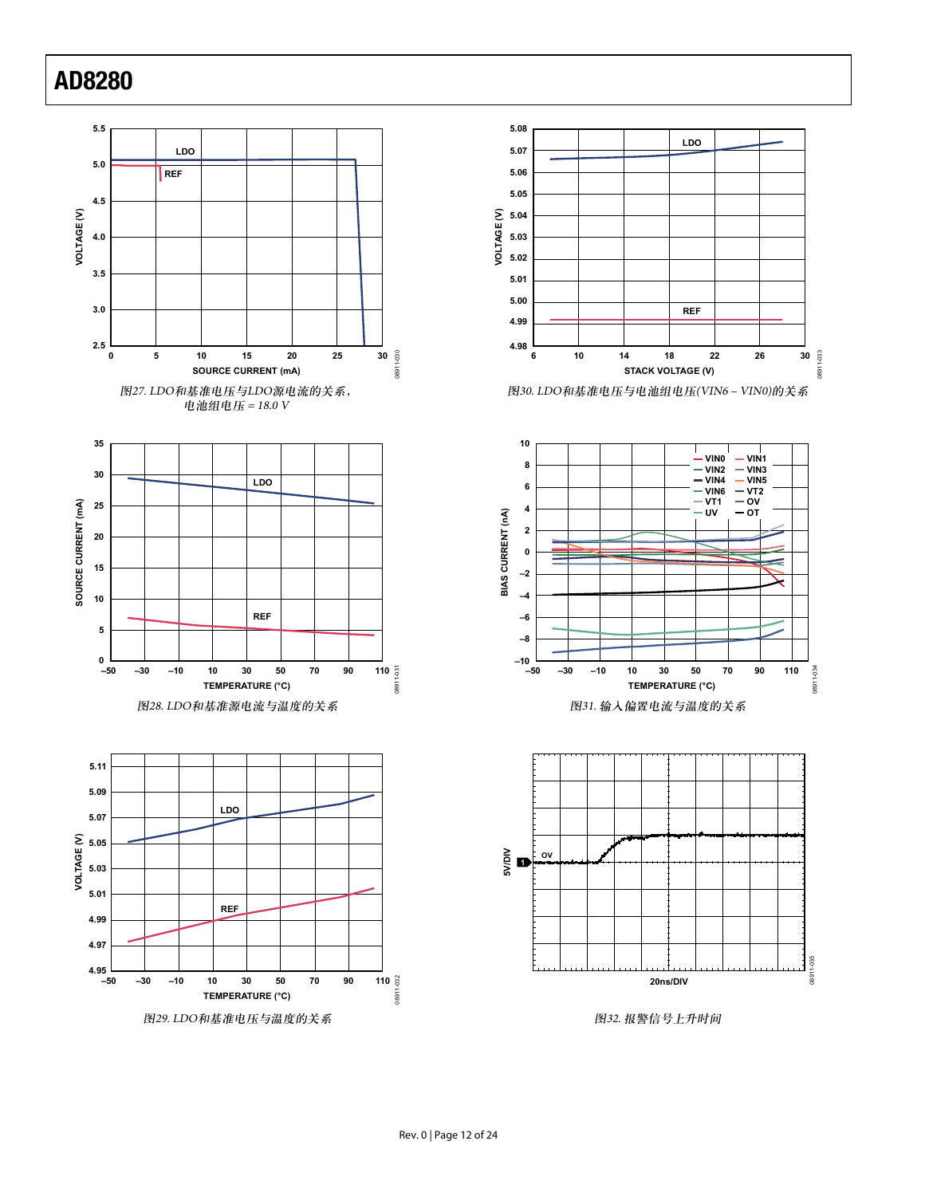图27. LDO和基准电压与LDO源电流的关系，
电池组电压 = 18.0 V

图30. LDO和基准电压与电池组电压(VIN6 – VIN0)的关系

图28. LDO和基准源电流与温度的关系

图31. 输入偏置电流与温度的关系

图29. LDO和基准电压与温度的关系

图32. 报警信号上升时间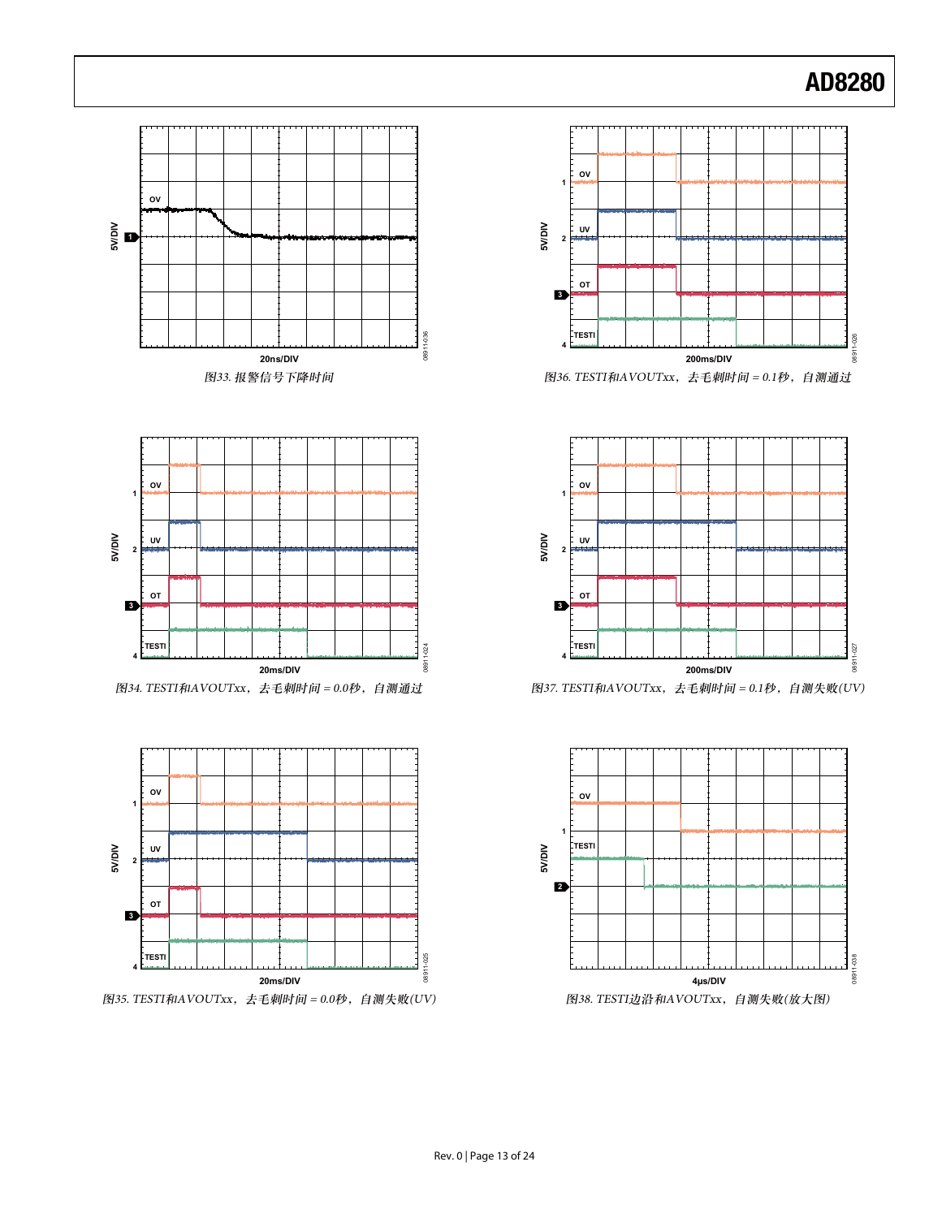图33. 报警信号下降时间

图36. TESTI和AVOUTxx，去毛刺时间 = 0.1秒，自测通过

图34. TESTI和AVOUTxx，去毛刺时间 = 0.0秒，自测通过

图37. TESTI和AVOUTxx，去毛刺时间 = 0.1秒，自测失败(UV)

图35. TESTI和AVOUTxx，去毛刺时间 = 0.0秒，自测失败(UV)

图38. TESTI边沿和AVOUTxx，自测失败(放大图)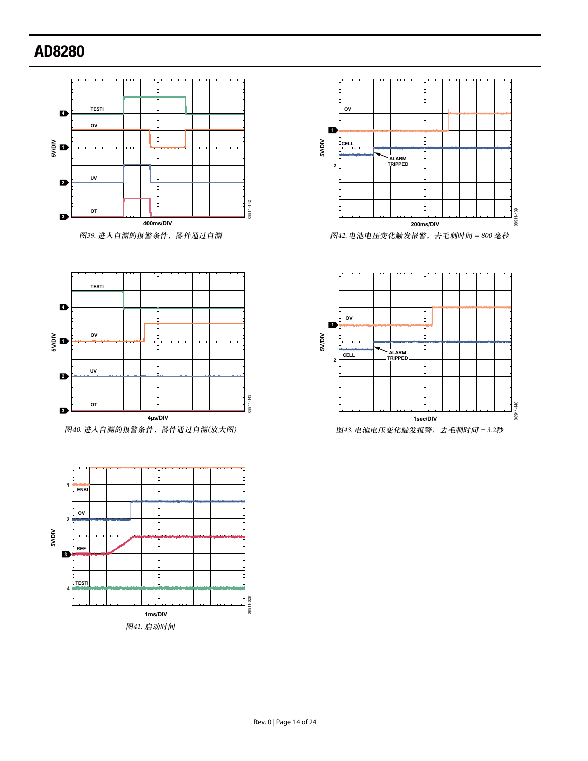图39. 进入自测的报警条件，器件通过自测

图40. 进入自测的报警条件，器件通过自测(放大图)

图41. 启动时间

图42. 电池电压变化触发报警，去毛刺时间 = 800 毫秒

图43. 电池电压变化触发报警，去毛刺时间 = 3.2秒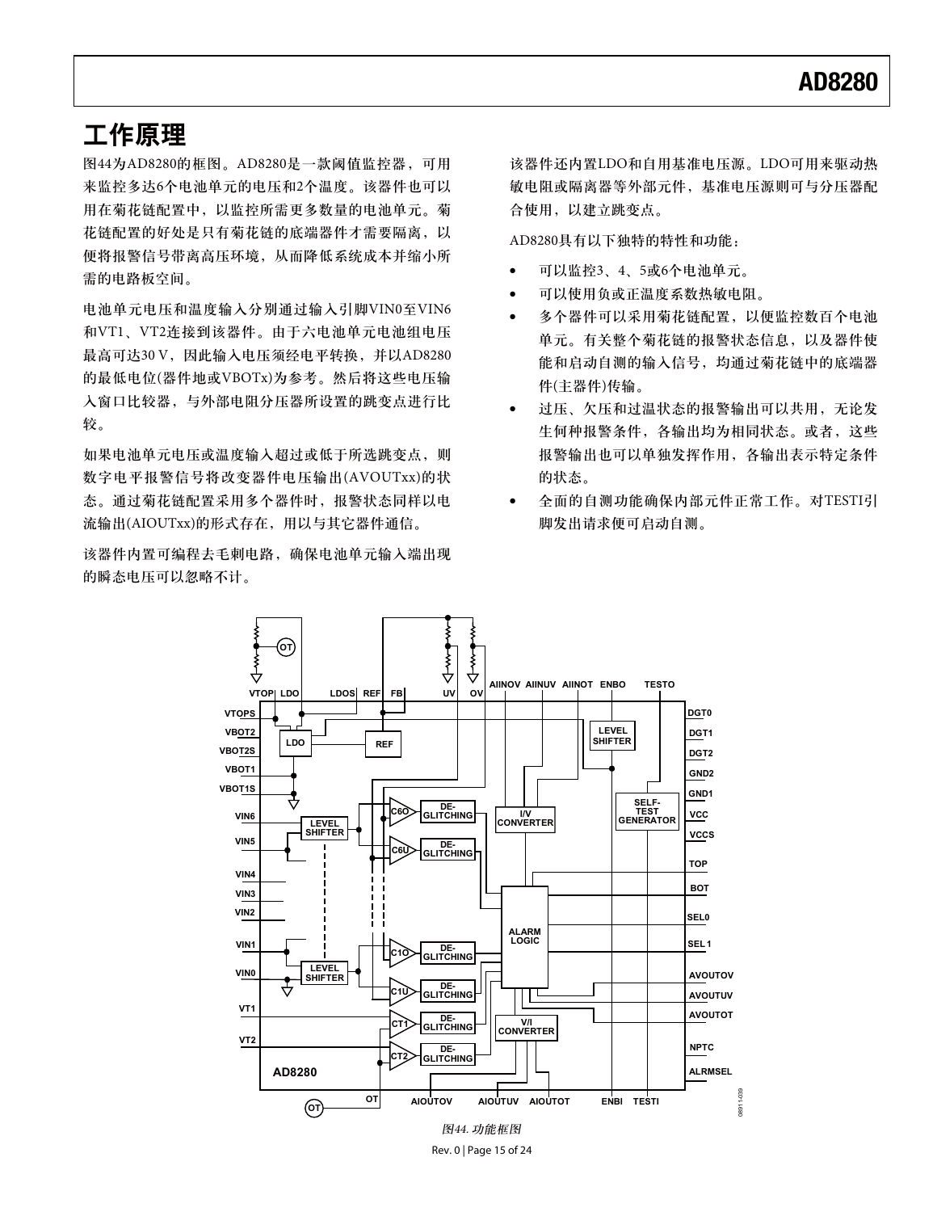# 工作原理

图44为AD8280的框图。AD8280是一款阈值监控器，可用来监控多达6个电池单元的电压和2个温度。该器件也可以用在菊花链配置中，以监控所需更多数量的电池单元。菊花链配置的好处是只有菊花链的底端器件才需要隔离，以便将报警信号带离高压环境，从而降低系统成本并缩小所需的电路板空间。

电池单元电压和温度输入分别通过输入引脚VIN0至VIN6和VT1、VT2连接到该器件。由于六电池单元电池组电压最高可达30 V，因此输入电压须经电平转换，并以AD8280的最低电位(器件地或VBOTx)为参考。然后将这些电压输入窗口比较器，与外部电阻分压器所设置的跳变点进行比较。

如果电池单元电压或温度输入超过或低于所选跳变点，则数字电平报警信号将改变器件电压输出(AVOUTxx)的状态。通过菊花链配置采用多个器件时，报警状态同样以电流输出(AIOUTxx)的形式存在，用以与其它器件通信。

该器件内置可编程去毛刺电路，确保电池单元输入端出现的瞬态电压可以忽略不计。

该器件还内置LDO和自用基准电压源。LDO可用来驱动热敏电阻或隔离器等外部元件，基准电压源则可与分压器配合使用，以建立跳变点。

AD8280具有以下独特的特性和功能：

- 可以监控3、4、5或6个电池单元。
- 可以使用负或正温度系数热敏电阻。
- 多个器件可以采用菊花链配置，以便监控数百个电池单元。有关整个菊花链的报警状态信息，以及器件使能和启动自测的输入信号，均通过菊花链中的底端器件(主器件)传输。
- 过压、欠压和过温状态的报警输出可以共用，无论发生何种报警条件，各输出均为相同状态。或者，这些报警输出也可以单独发挥作用，各输出表示特定条件的状态。
- 全面的自测功能确保内部元件正常工作。对TESTI引脚发出请求便可启动自测。

*图44. 功能框图*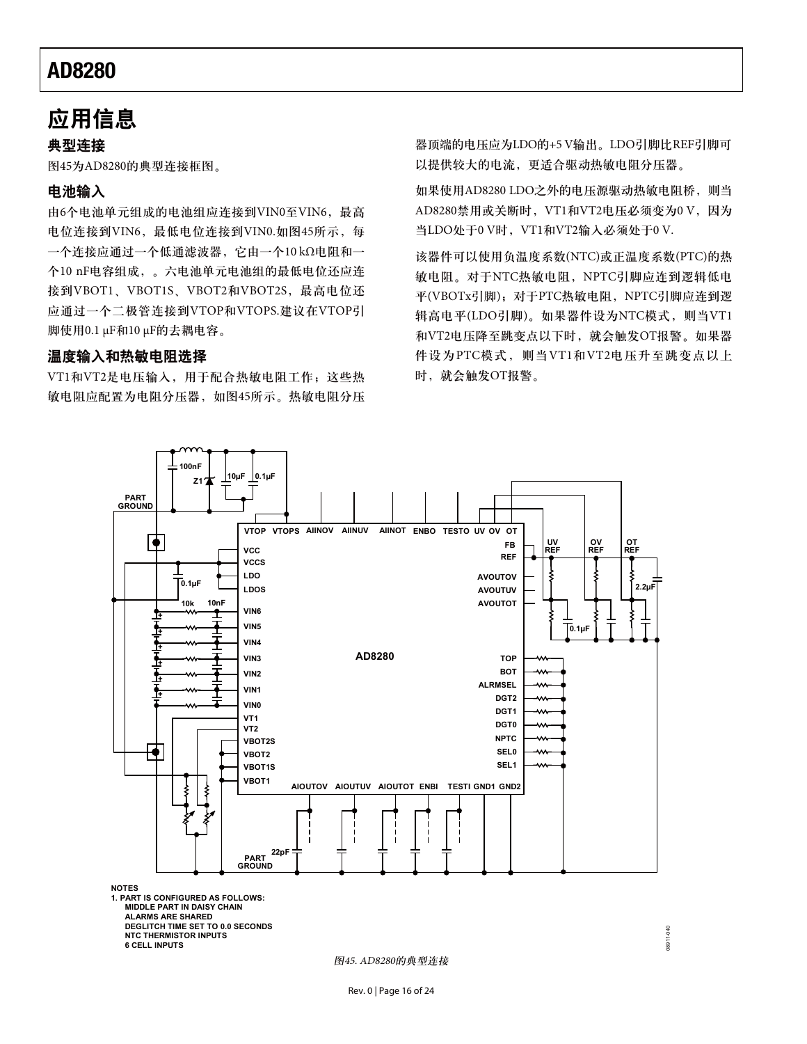# 应用信息

## 典型连接

图45为AD8280的典型连接框图。

## 电池输入

由6个电池单元组成的电池组应连接到VIN0至VIN6，最高电位连接到VIN6，最低电位连接到VIN0.如图45所示，每一个连接应通过一个低通滤波器，它由一个10 kΩ电阻和一个10 nF电容组成，。六电池单元电池组的最低电位还应连接到VBOT1、VBOT1S、VBOT2和VBOT2S，最高电位还应通过一个二极管连接到VTOP和VTOPS.建议在VTOP引脚使用0.1 μF和10 μF的去耦电容。

## 温度输入和热敏电阻选择

VT1和VT2是电压输入，用于配合热敏电阻工作；这些热敏电阻应配置为电阻分压器，如图45所示。热敏电阻分压器顶端的电压应为LDO的+5 V输出。LDO引脚比REF引脚可以提供较大的电流，更适合驱动热敏电阻分压器。

如果使用AD8280 LDO之外的电压源驱动热敏电阻桥，则当AD8280禁用或关断时，VT1和VT2电压必须变为0 V，因为当LDO处于0 V时，VT1和VT2输入必须处于0 V.

该器件可以使用负温度系数(NTC)或正温度系数(PTC)的热敏电阻。对于NTC热敏电阻，NPTC引脚应连到逻辑低电平(VBOTx引脚)；对于PTC热敏电阻，NPTC引脚应连到逻辑高电平(LDO引脚)。如果器件设为NTC模式，则当VT1和VT2电压降至跳变点以下时，就会触发OT报警。如果器件设为PTC模式，则当VT1和VT2电压升至跳变点以上时，就会触发OT报警。

NOTES
1. PART IS CONFIGURED AS FOLLOWS:
MIDDLE PART IN DAISY CHAIN
ALARMS ARE SHARED
DEGLITCH TIME SET TO 0.0 SECONDS
NTC THERMISTOR INPUTS
6 CELL INPUTS

*图45. AD8280的典型连接*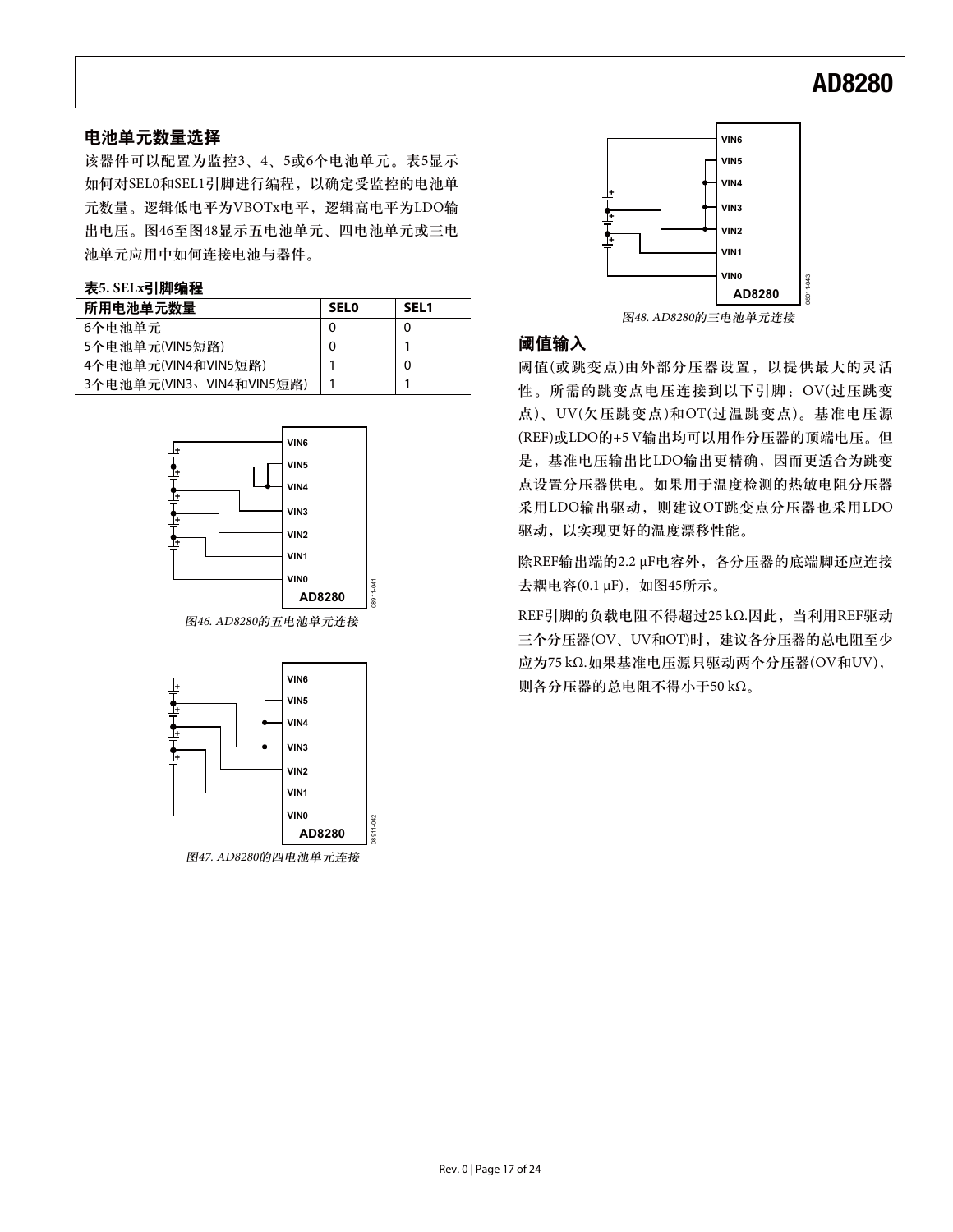## 电池单元数量选择

该器件可以配置为监控3、4、5或6个电池单元。表5显示如何对SEL0和SEL1引脚进行编程，以确定受监控的电池单元数量。逻辑低电平为VBOTx电平，逻辑高电平为LDO输出电压。图46至图48显示五电池单元、四电池单元或三电池单元应用中如何连接电池与器件。

**表5. SELx引脚编程**

| 所用电池单元数量 | SEL0 | SEL1 |
|---|---|---|
| 6个电池单元 | 0 | 0 |
| 5个电池单元(VIN5短路) | 0 | 1 |
| 4个电池单元(VIN4和VIN5短路) | 1 | 0 |
| 3个电池单元(VIN3、VIN4和VIN5短路) | 1 | 1 |

*图46. AD8280的五电池单元连接*

*图47. AD8280的四电池单元连接*

*图48. AD8280的三电池单元连接*

## 阈值输入

阈值(或跳变点)由外部分压器设置，以提供最大的灵活性。所需的跳变点电压连接到以下引脚：OV(过压跳变点)、UV(欠压跳变点)和OT(过温跳变点)。基准电压源(REF)或LDO的+5 V输出均可以用作分压器的顶端电压。但是，基准电压输出比LDO输出更精确，因而更适合为跳变点设置分压器供电。如果用于温度检测的热敏电阻分压器采用LDO输出驱动，则建议OT跳变点分压器也采用LDO驱动，以实现更好的温度漂移性能。

除REF输出端的2.2 μF电容外，各分压器的底端脚还应连接去耦电容(0.1 μF)，如图45所示。

REF引脚的负载电阻不得超过25 kΩ.因此，当利用REF驱动三个分压器(OV、UV和OT)时，建议各分压器的总电阻至少应为75 kΩ.如果基准电压源只驱动两个分压器(OV和UV)，则各分压器的总电阻不得小于50 kΩ。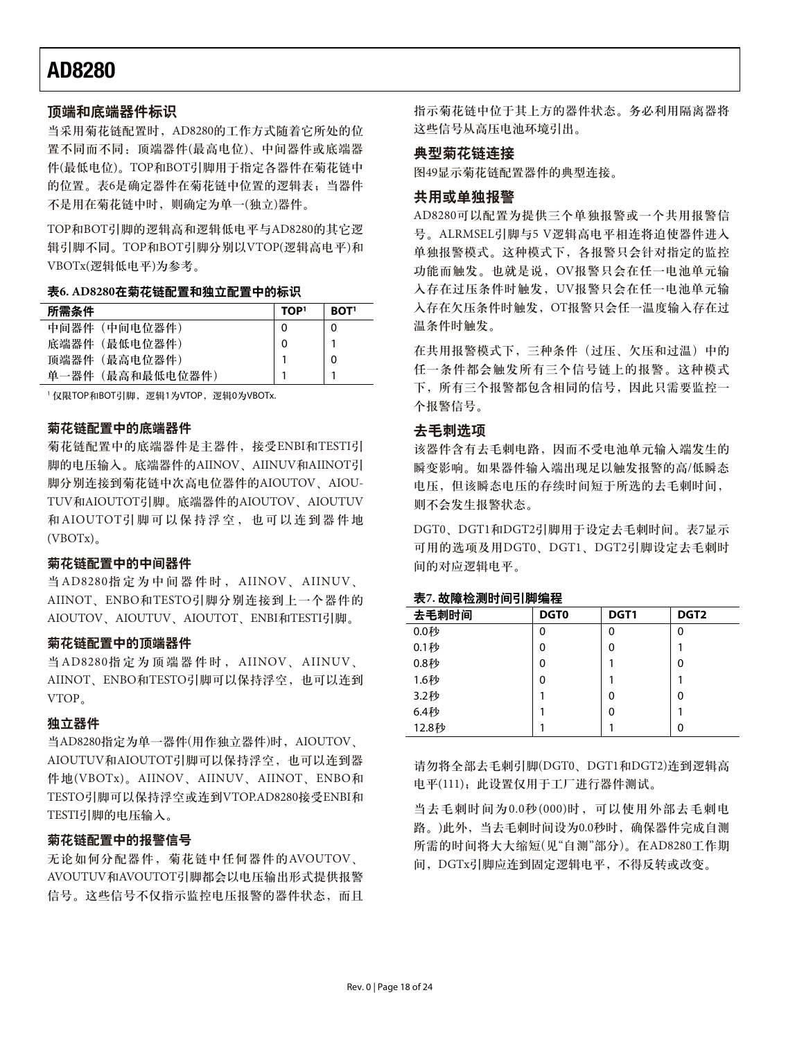## 顶端和底端器件标识

当采用菊花链配置时，AD8280的工作方式随着它所处的位置不同而不同：顶端器件(最高电位)、中间器件或底端器件(最低电位)。TOP和BOT引脚用于指定各器件在菊花链中的位置。表6是确定器件在菊花链中位置的逻辑表；当器件不是用在菊花链中时，则确定为单一(独立)器件。

TOP和BOT引脚的逻辑高和逻辑低电平与AD8280的其它逻辑引脚不同。TOP和BOT引脚分别以VTOP(逻辑高电平)和VBOTx(逻辑低电平)为参考。

**表6. AD8280在菊花链配置和独立配置中的标识**

| 所需条件 | TOP[1] | BOT[1] |
|---|---|---|
| 中间器件（中间电位器件） | 0 | 0 |
| 底端器件（最低电位器件） | 0 | 1 |
| 顶端器件（最高电位器件） | 1 | 0 |
| 单一器件（最高和最低电位器件） | 1 | 1 |

[1] 仅限TOP和BOT引脚，逻辑1为VTOP，逻辑0为VBOTx.

### 菊花链配置中的底端器件

菊花链配置中的底端器件是主器件，接受ENBI和TESTI引脚的电压输入。底端器件的AIINOV、AIINUV和AIINOT引脚分别连接到菊花链中次高电位器件的AIOUTOV、AIOUTUV和AIOUTOT引脚。底端器件的AIOUTOV、AIOUTUV和AIOUTOT引脚可以保持浮空，也可以连到器件地(VBOTx)。

### 菊花链配置中的中间器件

当AD8280指定为中间器件时，AIINOV、AIINUV、AIINOT、ENBO和TESTO引脚分别连接到上一个器件的AIOUTOV、AIOUTUV、AIOUTOT、ENBI和TESTI引脚。

### 菊花链配置中的顶端器件

当AD8280指定为顶端器件时，AIINOV、AIINUV、AIINOT、ENBO和TESTO引脚可以保持浮空，也可以连到VTOP。

### 独立器件

当AD8280指定为单一器件(用作独立器件)时，AIOUTOV、AIOUTUV和AIOUTOT引脚可以保持浮空，也可以连到器件地(VBOTx)。AIINOV、AIINUV、AIINOT、ENBO和TESTO引脚可以保持浮空或连到VTOP.AD8280接受ENBI和TESTI引脚的电压输入。

### 菊花链配置中的报警信号

无论如何分配器件，菊花链中任何器件的AVOUTOV、AVOUTUV和AVOUTOT引脚都会以电压输出形式提供报警信号。这些信号不仅指示监控电压报警的器件状态，而且指示菊花链中位于其上方的器件状态。务必利用隔离器将这些信号从高压电池环境引出。

### 典型菊花链连接

图49显示菊花链配置器件的典型连接。

### 共用或单独报警

AD8280可以配置为提供三个单独报警或一个共用报警信号。ALRMSEL引脚与5 V逻辑高电平相连将迫使器件进入单独报警模式。这种模式下，各报警只会针对指定的监控功能而触发。也就是说，OV报警只会在任一电池单元输入存在过压条件时触发，UV报警只会在任一电池单元输入存在欠压条件时触发，OT报警只会任一温度输入存在过温条件时触发。

在共用报警模式下，三种条件（过压、欠压和过温）中的任一条件都会触发所有三个信号链上的报警。这种模式下，所有三个报警都包含相同的信号，因此只需要监控一个报警信号。

### 去毛刺选项

该器件含有去毛刺电路，因而不受电池单元输入端发生的瞬变影响。如果器件输入端出现足以触发报警的高/低瞬态电压，但该瞬态电压的存续时间短于所选的去毛刺时间，则不会发生报警状态。

DGT0、DGT1和DGT2引脚用于设定去毛刺时间。表7显示可用的选项及用DGT0、DGT1、DGT2引脚设定去毛刺时间的对应逻辑电平。

**表7. 故障检测时间引脚编程**

| 去毛刺时间 | DGT0 | DGT1 | DGT2 |
|---|---|---|---|
| 0.0秒 | 0 | 0 | 0 |
| 0.1秒 | 0 | 0 | 1 |
| 0.8秒 | 0 | 1 | 0 |
| 1.6秒 | 0 | 1 | 1 |
| 3.2秒 | 1 | 0 | 0 |
| 6.4秒 | 1 | 0 | 1 |
| 12.8秒 | 1 | 1 | 0 |

请勿将全部去毛刺引脚(DGT0、DGT1和DGT2)连到逻辑高电平(111)；此设置仅用于工厂进行器件测试。

当去毛刺时间为0.0秒(000)时，可以使用外部去毛刺电路。)此外，当去毛刺时间设为0.0秒时，确保器件完成自测所需的时间将大大缩短(见"自测"部分)。在AD8280工作期间，DGTx引脚应连到固定逻辑电平，不得反转或改变。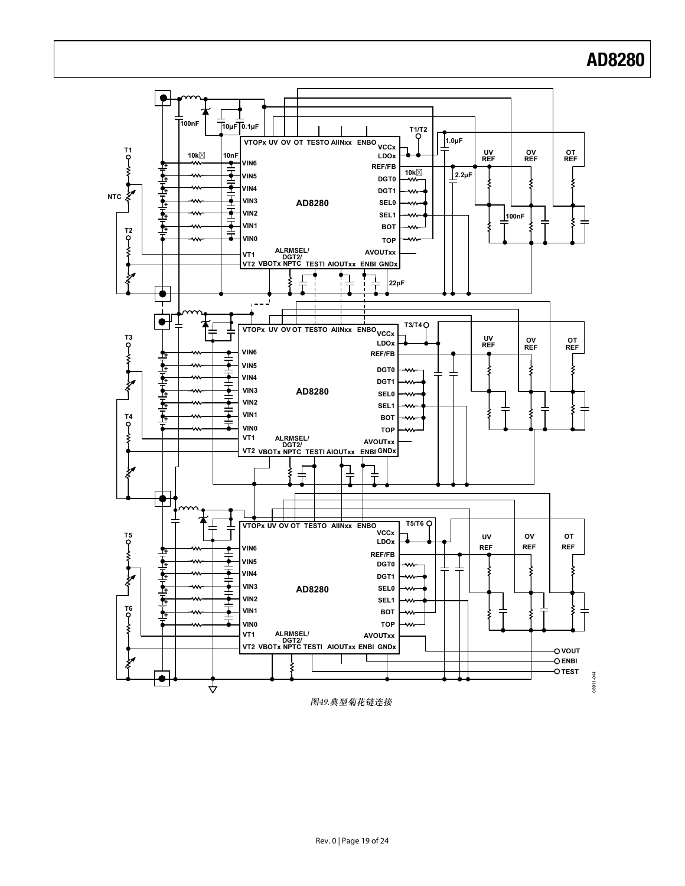图49.典型菊花链连接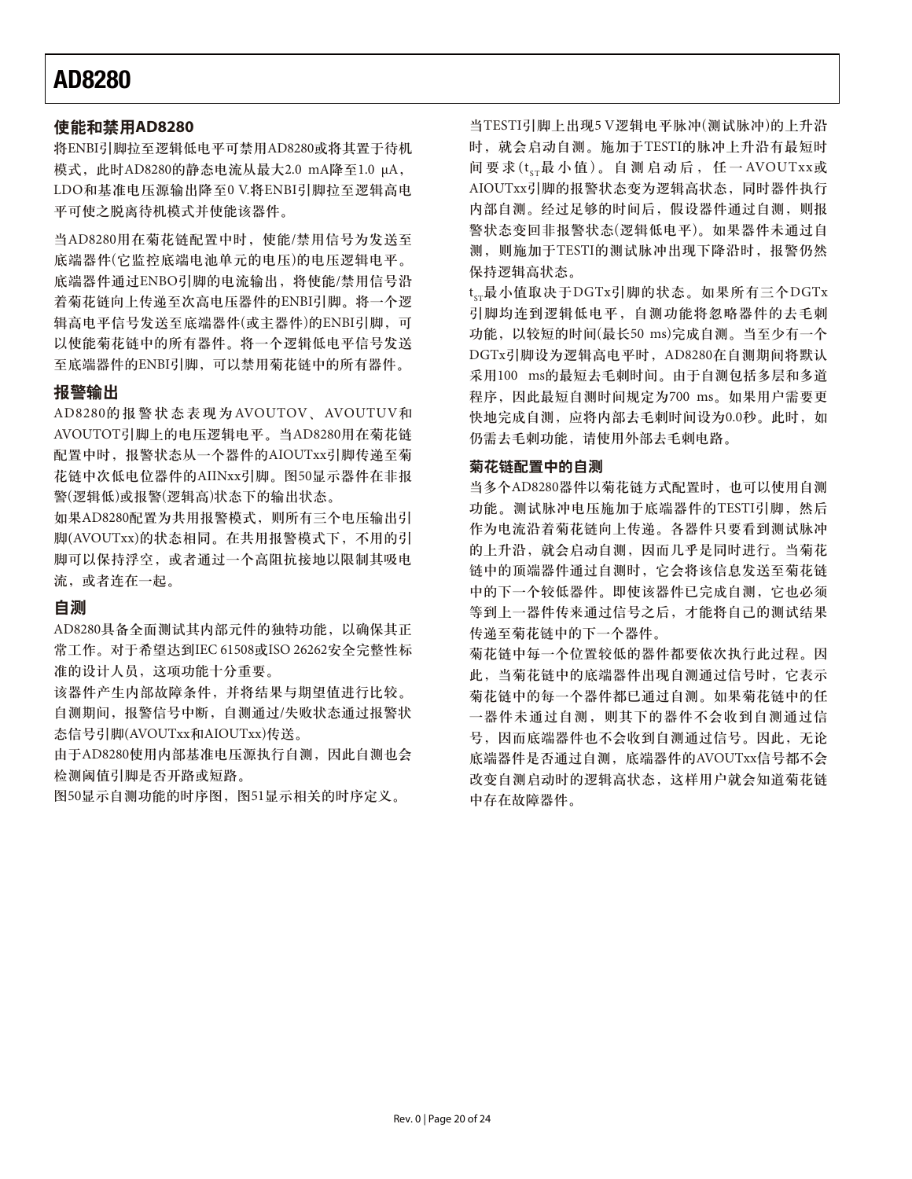### 使能和禁用AD8280

将ENBI引脚拉至逻辑低电平可禁用AD8280或将其置于待机模式，此时AD8280的静态电流从最大2.0 mA降至1.0 μA，LDO和基准电压源输出降至0 V.将ENBI引脚拉至逻辑高电平可使之脱离待机模式并使能该器件。

当AD8280用在菊花链配置中时，使能/禁用信号为发送至底端器件(它监控底端电池单元的电压)的电压逻辑电平。底端器件通过ENBO引脚的电流输出，将使能/禁用信号沿着菊花链向上传递至次高电压器件的ENBI引脚。将一个逻辑高电平信号发送至底端器件(或主器件)的ENBI引脚，可以使能菊花链中的所有器件。将一个逻辑低电平信号发送至底端器件的ENBI引脚，可以禁用菊花链中的所有器件。

### 报警输出

AD8280的报警状态表现为AVOUTOV、AVOUTUV和AVOUTOT引脚上的电压逻辑电平。当AD8280用在菊花链配置中时，报警状态从一个器件的AIOUTxx引脚传递至菊花链中次低电位器件的AIINxx引脚。图50显示器件在非报警(逻辑低)或报警(逻辑高)状态下的输出状态。

如果AD8280配置为共用报警模式，则所有三个电压输出引脚(AVOUTxx)的状态相同。在共用报警模式下，不用的引脚可以保持浮空，或者通过一个高阻抗接地以限制其吸电流，或者连在一起。

### 自测

AD8280具备全面测试其内部元件的独特功能，以确保其正常工作。对于希望达到IEC 61508或ISO 26262安全完整性标准的设计人员，这项功能十分重要。

该器件产生内部故障条件，并将结果与期望值进行比较。自测期间，报警信号中断，自测通过/失败状态通过报警状态信号引脚(AVOUTxx和AIOUTxx)传送。

由于AD8280使用内部基准电压源执行自测，因此自测也会检测阈值引脚是否开路或短路。

图50显示自测功能的时序图，图51显示相关的时序定义。

当TESTI引脚上出现5 V逻辑电平脉冲(测试脉冲)的上升沿时，就会启动自测。施加于TESTI的脉冲上升沿有最短时间要求($t_{ST}$最小值)。自测启动后，任一AVOUTxx或AIOUTxx引脚的报警状态变为逻辑高状态，同时器件执行内部自测。经过足够的时间后，假设器件通过自测，则报警状态变回非报警状态(逻辑低电平)。如果器件未通过自测，则施加于TESTI的测试脉冲出现下降沿时，报警仍然保持逻辑高状态。

$t_{ST}$最小值取决于DGTx引脚的状态。如果所有三个DGTx引脚均连到逻辑低电平，自测功能将忽略器件的去毛刺功能，以较短的时间(最长50 ms)完成自测。当至少有一个DGTx引脚设为逻辑高电平时，AD8280在自测期间将默认采用100 ms的最短去毛刺时间。由于自测包括多层和多道程序，因此最短自测时间规定为700 ms。如果用户需要更快地完成自测，应将内部去毛刺时间设为0.0秒。此时，如仍需去毛刺功能，请使用外部去毛刺电路。

#### 菊花链配置中的自测

当多个AD8280器件以菊花链方式配置时，也可以使用自测功能。测试脉冲电压施加于底端器件的TESTI引脚，然后作为电流沿着菊花链向上传递。各器件只要看到测试脉冲的上升沿，就会启动自测，因而几乎是同时进行。当菊花链中的顶端器件通过自测时，它会将该信息发送至菊花链中的下一个较低器件。即使该器件已完成自测，它也必须等到上一器件传来通过信号之后，才能将自己的测试结果传递至菊花链中的下一个器件。

菊花链中每一个位置较低的器件都要依次执行此过程。因此，当菊花链中的底端器件出现自测通过信号时，它表示菊花链中的每一个器件都已通过自测。如果菊花链中的任一器件未通过自测，则其下的器件不会收到自测通过信号，因而底端器件也不会收到自测通过信号。因此，无论底端器件是否通过自测，底端器件的AVOUTxx信号都不会改变自测启动时的逻辑高状态，这样用户就会知道菊花链中存在故障器件。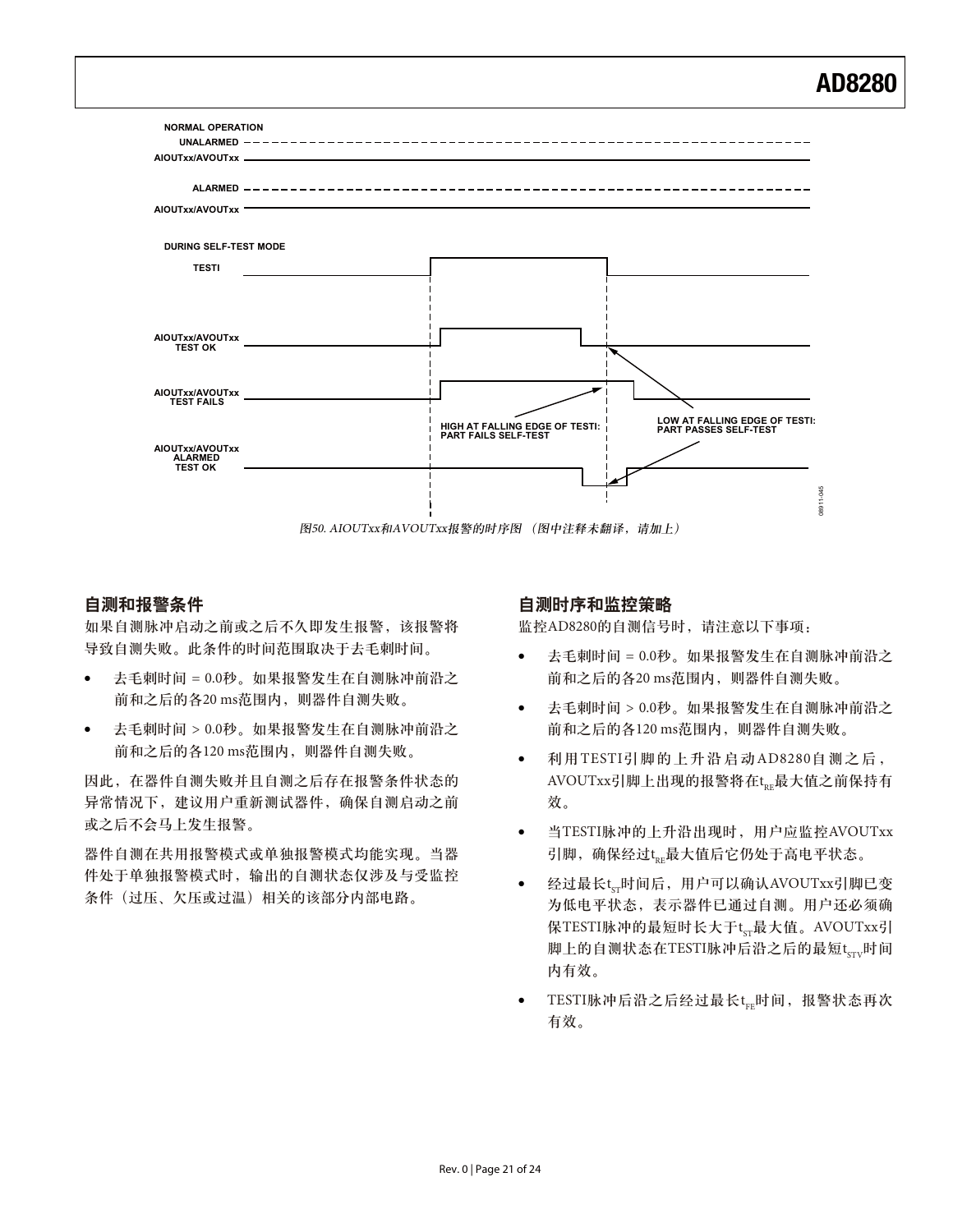图50. AIOUTxx和AVOUTxx报警的时序图 （图中注释未翻译，请加上）

## 自测和报警条件

如果自测脉冲启动之前或之后不久即发生报警，该报警将导致自测失败。此条件的时间范围取决于去毛刺时间。

- 去毛刺时间 = 0.0秒。如果报警发生在自测脉冲前沿之前和之后的各20 ms范围内，则器件自测失败。
- 去毛刺时间 > 0.0秒。如果报警发生在自测脉冲前沿之前和之后的各120 ms范围内，则器件自测失败。

因此，在器件自测失败并且自测之后存在报警条件状态的异常情况下，建议用户重新测试器件，确保自测启动之前或之后不会马上发生报警。

器件自测在共用报警模式或单独报警模式均能实现。当器件处于单独报警模式时，输出的自测状态仅涉及与受监控条件（过压、欠压或过温）相关的该部分内部电路。

## 自测时序和监控策略

监控AD8280的自测信号时，请注意以下事项：

- 去毛刺时间 = 0.0秒。如果报警发生在自测脉冲前沿之前和之后的各20 ms范围内，则器件自测失败。
- 去毛刺时间 > 0.0秒。如果报警发生在自测脉冲前沿之前和之后的各120 ms范围内，则器件自测失败。
- 利用TESTI引脚的上升沿启动AD8280自测之后，AVOUTxx引脚上出现的报警将在$t_{RE}$最大值之前保持有效。
- 当TESTI脉冲的上升沿出现时，用户应监控AVOUTxx引脚，确保经过$t_{RE}$最大值后它仍处于高电平状态。
- 经过最长$t_{ST}$时间后，用户可以确认AVOUTxx引脚已变为低电平状态，表示器件已通过自测。用户还必须确保TESTI脉冲的最短时长大于$t_{ST}$最大值。AVOUTxx引脚上的自测状态在TESTI脉冲后沿之后的最短$t_{STV}$时间内有效。
- TESTI脉冲后沿之后经过最长$t_{FE}$时间，报警状态再次有效。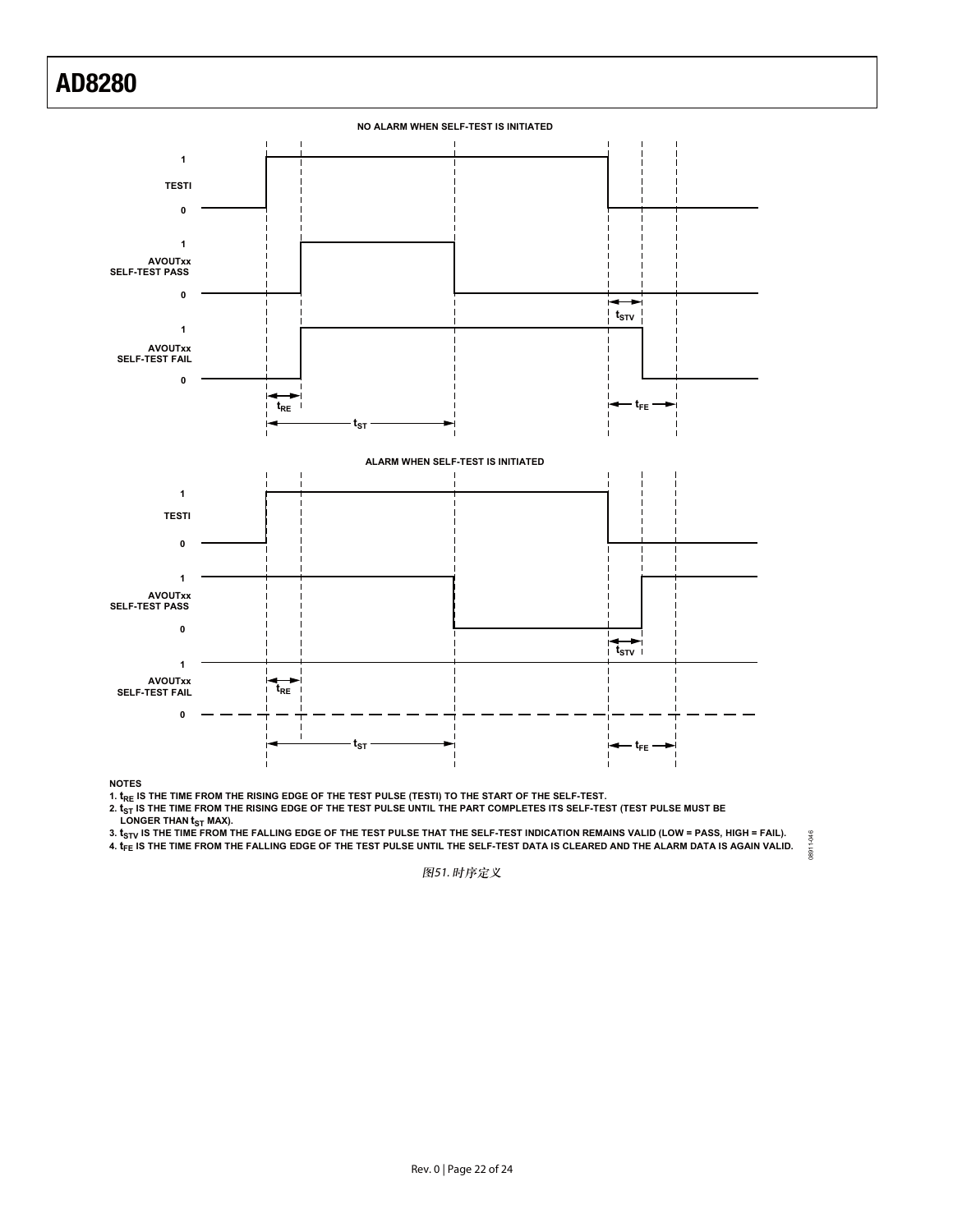NO ALARM WHEN SELF-TEST IS INITIATED

ALARM WHEN SELF-TEST IS INITIATED

NOTES

1. $t_{RE}$ IS THE TIME FROM THE RISING EDGE OF THE TEST PULSE (TESTI) TO THE START OF THE SELF-TEST.
2. $t_{ST}$ IS THE TIME FROM THE RISING EDGE OF THE TEST PULSE UNTIL THE PART COMPLETES ITS SELF-TEST (TEST PULSE MUST BE LONGER THAN $t_{ST}$ MAX).
3. $t_{STV}$ IS THE TIME FROM THE FALLING EDGE OF THE TEST PULSE THAT THE SELF-TEST INDICATION REMAINS VALID (LOW = PASS, HIGH = FAIL).
4. $t_{FE}$ IS THE TIME FROM THE FALLING EDGE OF THE TEST PULSE UNTIL THE SELF-TEST DATA IS CLEARED AND THE ALARM DATA IS AGAIN VALID.

图51. 时序定义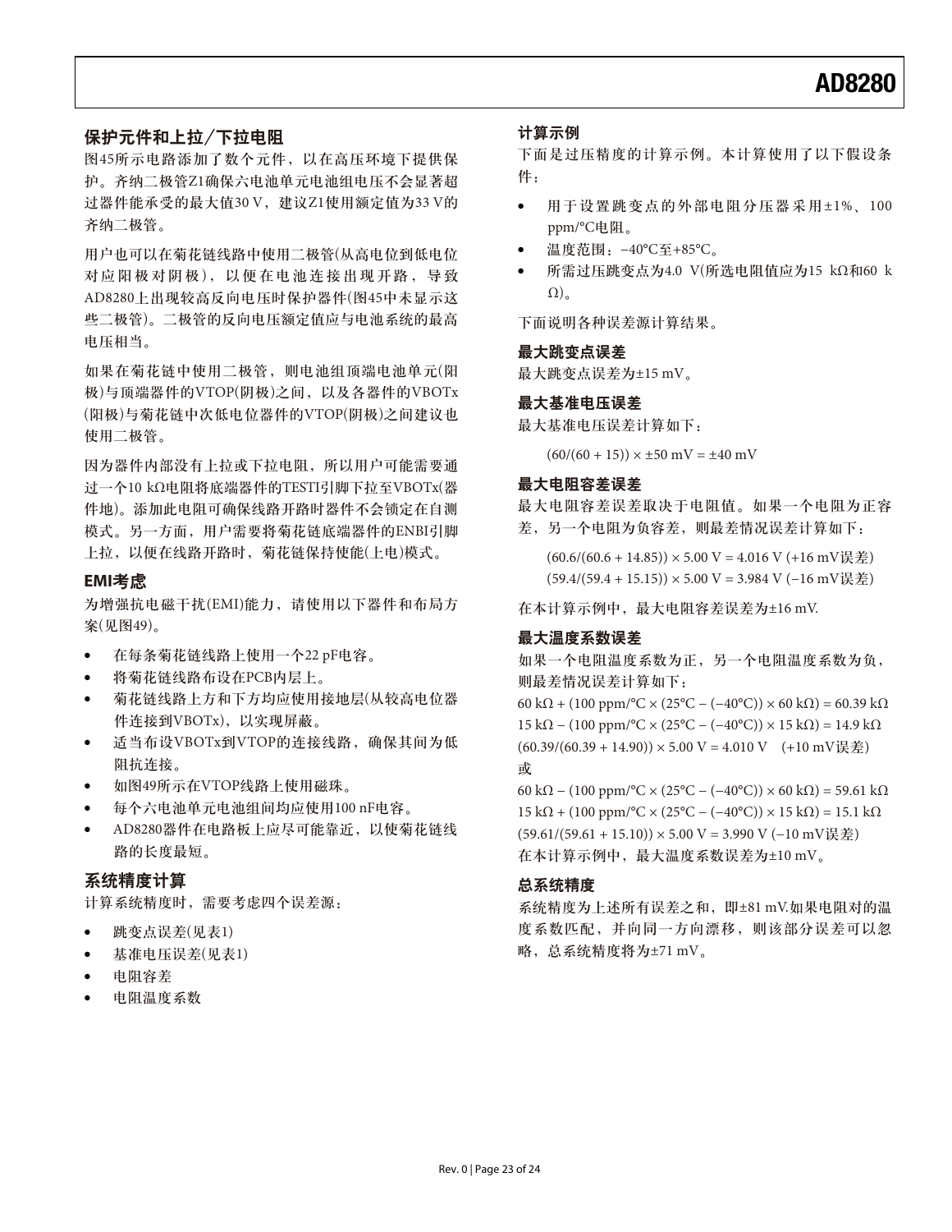## 保护元件和上拉/下拉电阻

图45所示电路添加了数个元件，以在高压环境下提供保护。齐纳二极管Z1确保六电池单元电池组电压不会显著超过器件能承受的最大值30 V，建议Z1使用额定值为33 V的齐纳二极管。

用户也可以在菊花链线路中使用二极管(从高电位到低电位对应阳极对阴极)，以便在电池连接出现开路，导致AD8280上出现较高反向电压时保护器件(图45中未显示这些二极管)。二极管的反向电压额定值应与电池系统的最高电压相当。

如果在菊花链中使用二极管，则电池组顶端电池单元(阳极)与顶端器件的VTOP(阴极)之间，以及各器件的VBOTx(阳极)与菊花链中次低电位器件的VTOP(阴极)之间建议也使用二极管。

因为器件内部没有上拉或下拉电阻，所以用户可能需要通过一个10 kΩ电阻将底端器件的TESTI引脚下拉至VBOTx(器件地)。添加此电阻可确保线路开路时器件不会锁定在自测模式。另一方面，用户需要将菊花链底端器件的ENBI引脚上拉，以便在线路开路时，菊花链保持使能(上电)模式。

## EMI考虑

为增强抗电磁干扰(EMI)能力，请使用以下器件和布局方案(见图49)。

- 在每条菊花链线路上使用一个22 pF电容。
- 将菊花链线路布设在PCB内层上。
- 菊花链线路上方和下方均应使用接地层(从较高电位器件连接到VBOTx)，以实现屏蔽。
- 适当布设VBOTx到VTOP的连接线路，确保其间为低阻抗连接。
- 如图49所示在VTOP线路上使用磁珠。
- 每个六电池单元电池组间均应使用100 nF电容。
- AD8280器件在电路板上应尽可能靠近，以使菊花链线路的长度最短。

## 系统精度计算

计算系统精度时，需要考虑四个误差源：

- 跳变点误差(见表1)
- 基准电压误差(见表1)
- 电阻容差
- 电阻温度系数

## 计算示例

下面是过压精度的计算示例。本计算使用了以下假设条件：

- 用于设置跳变点的外部电阻分压器采用±1%、100 ppm/°C电阻。
- 温度范围：−40°C至+85°C。
- 所需过压跳变点为4.0 V(所选电阻值应为15 kΩ和60 kΩ)。

下面说明各种误差源计算结果。

### 最大跳变点误差

最大跳变点误差为±15 mV。

### 最大基准电压误差

最大基准电压误差计算如下：

$$(60/(60 + 15)) \times \pm 50 \text{ mV} = \pm 40 \text{ mV}$$

### 最大电阻容差误差

最大电阻容差误差取决于电阻值。如果一个电阻为正容差，另一个电阻为负容差，则最差情况误差计算如下：

$$(60.6/(60.6 + 14.85)) \times 5.00 \text{ V} = 4.016 \text{ V} \text{ (+16 mV误差)}$$
$$(59.4/(59.4 + 15.15)) \times 5.00 \text{ V} = 3.984 \text{ V} \text{ (−16 mV误差)}$$

在本计算示例中，最大电阻容差误差为±16 mV.

### 最大温度系数误差

如果一个电阻温度系数为正，另一个电阻温度系数为负，则最差情况误差计算如下：

$$60 \text{ k}\Omega + (100 \text{ ppm/°C} \times (25°\text{C} - (-40°\text{C})) \times 60 \text{ k}\Omega) = 60.39 \text{ k}\Omega$$
$$15 \text{ k}\Omega - (100 \text{ ppm/°C} \times (25°\text{C} - (-40°\text{C})) \times 15 \text{ k}\Omega) = 14.9 \text{ k}\Omega$$
$$(60.39/(60.39 + 14.90)) \times 5.00 \text{ V} = 4.010 \text{ V} \quad \text{(+10 mV误差)}$$

或

$$60 \text{ k}\Omega - (100 \text{ ppm/°C} \times (25°\text{C} - (-40°\text{C})) \times 60 \text{ k}\Omega) = 59.61 \text{ k}\Omega$$
$$15 \text{ k}\Omega + (100 \text{ ppm/°C} \times (25°\text{C} - (-40°\text{C})) \times 15 \text{ k}\Omega) = 15.1 \text{ k}\Omega$$
$$(59.61/(59.61 + 15.10)) \times 5.00 \text{ V} = 3.990 \text{ V} \text{ (−10 mV误差)}$$

在本计算示例中，最大温度系数误差为±10 mV。

### 总系统精度

系统精度为上述所有误差之和，即±81 mV.如果电阻对的温度系数匹配，并向同一方向漂移，则该部分误差可以忽略，总系统精度将为±71 mV。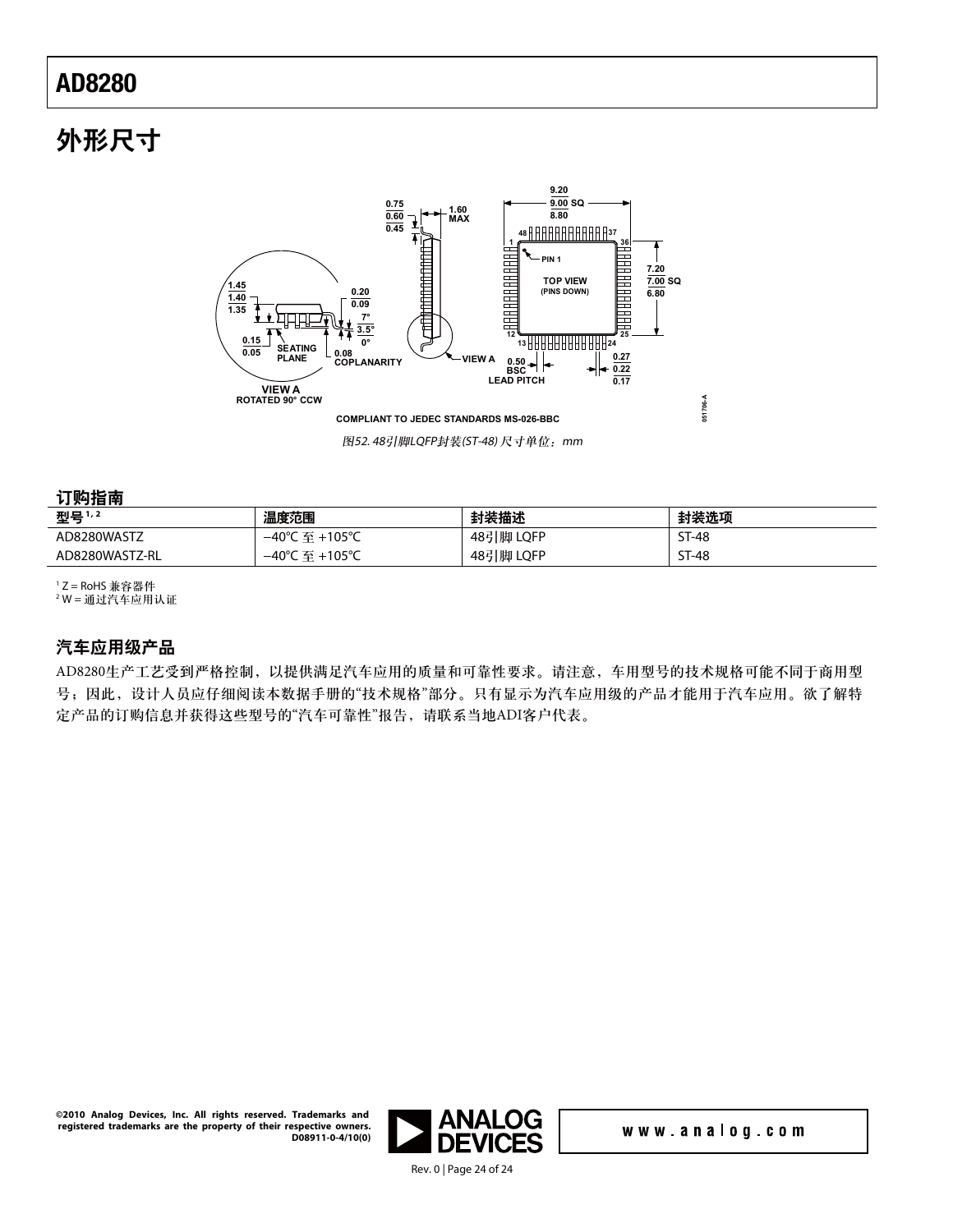# 外形尺寸

0.75
0.60
0.45

1.60
MAX

9.20
9.00 SQ
8.80

48
37
1
36
PIN 1
TOP VIEW
(PINS DOWN)
7.20
7.00 SQ
6.80
12
25
13
24

1.45
1.40
1.35

0.20
0.09

7°
3.5°
0°

0.15
0.05

SEATING
PLANE

0.08
COPLANARITY

VIEW A

0.50
BSC
LEAD PITCH

0.27
0.22
0.17

VIEW A
ROTATED 90° CCW

COMPLIANT TO JEDEC STANDARDS MS-026-BBC

051706-A

*图52. 48引脚LQFP封装(ST-48) 尺寸单位：mm*

## 订购指南

| 型号[1, 2] | 温度范围 | 封装描述 | 封装选项 |
|---|---|---|---|
| AD8280WASTZ | −40°C 至 +105°C | 48引脚 LQFP | ST-48 |
| AD8280WASTZ-RL | −40°C 至 +105°C | 48引脚 LQFP | ST-48 |

[1] Z = RoHS 兼容器件
[2] W = 通过汽车应用认证

## 汽车应用级产品

AD8280生产工艺受到严格控制，以提供满足汽车应用的质量和可靠性要求。请注意，车用型号的技术规格可能不同于商用型号；因此，设计人员应仔细阅读本数据手册的"技术规格"部分。只有显示为汽车应用级的产品才能用于汽车应用。欲了解特定产品的订购信息并获得这些型号的"汽车可靠性"报告，请联系当地ADI客户代表。

©2010 Analog Devices, Inc. All rights reserved. Trademarks and registered trademarks are the property of their respective owners.
D08911-0-4/10(0)